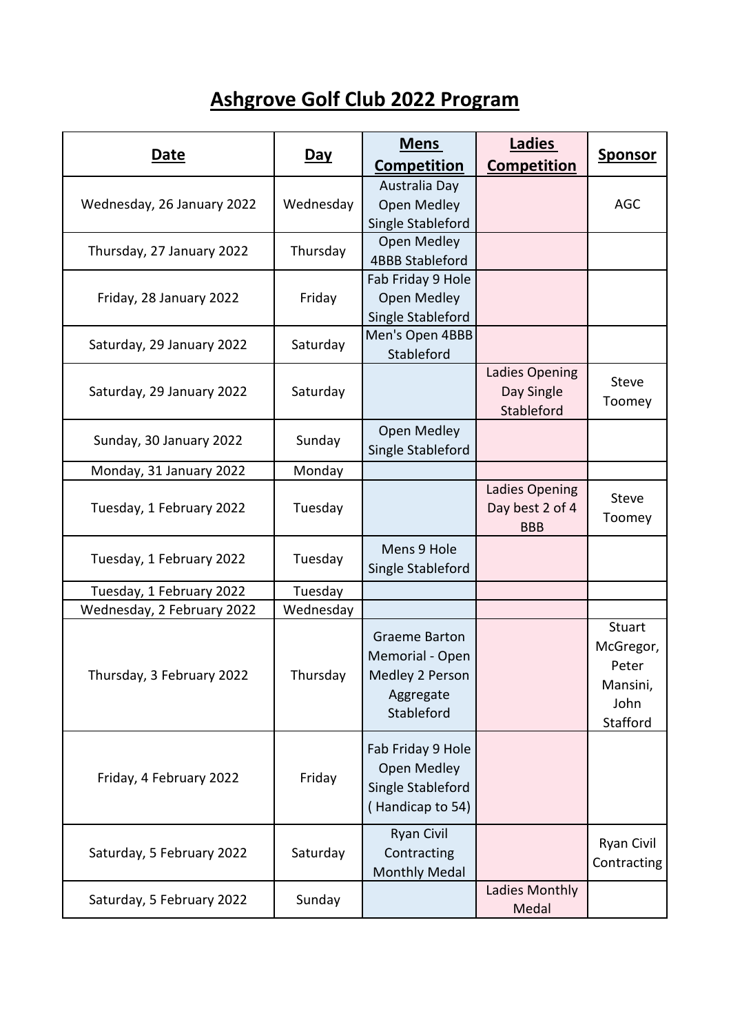# Ashgrove Golf Club 2022 Program

| Date | Day | Mens Competition | Ladies Competition | Sponsor |
|---|---|---|---|---|
| Wednesday, 26 January 2022 | Wednesday | Australia Day Open Medley Single Stableford | | AGC |
| Thursday, 27 January 2022 | Thursday | Open Medley 4BBB Stableford | | |
| Friday, 28 January 2022 | Friday | Fab Friday 9 Hole Open Medley Single Stableford | | |
| Saturday, 29 January 2022 | Saturday | Men's Open 4BBB Stableford | | |
| Saturday, 29 January 2022 | Saturday | | Ladies Opening Day Single Stableford | Steve Toomey |
| Sunday, 30 January 2022 | Sunday | Open Medley Single Stableford | | |
| Monday, 31 January 2022 | Monday | | | |
| Tuesday, 1 February 2022 | Tuesday | | Ladies Opening Day best 2 of 4 BBB | Steve Toomey |
| Tuesday, 1 February 2022 | Tuesday | Mens 9 Hole Single Stableford | | |
| Tuesday, 1 February 2022 | Tuesday | | | |
| Wednesday, 2 February 2022 | Wednesday | | | |
| Thursday, 3 February 2022 | Thursday | Graeme Barton Memorial - Open Medley 2 Person Aggregate Stableford | | Stuart McGregor, Peter Mansini, John Stafford |
| Friday, 4 February 2022 | Friday | Fab Friday 9 Hole Open Medley Single Stableford ( Handicap to 54) | | |
| Saturday, 5 February 2022 | Saturday | Ryan Civil Contracting Monthly Medal | | Ryan Civil Contracting |
| Saturday, 5 February 2022 | Sunday | | Ladies Monthly Medal | |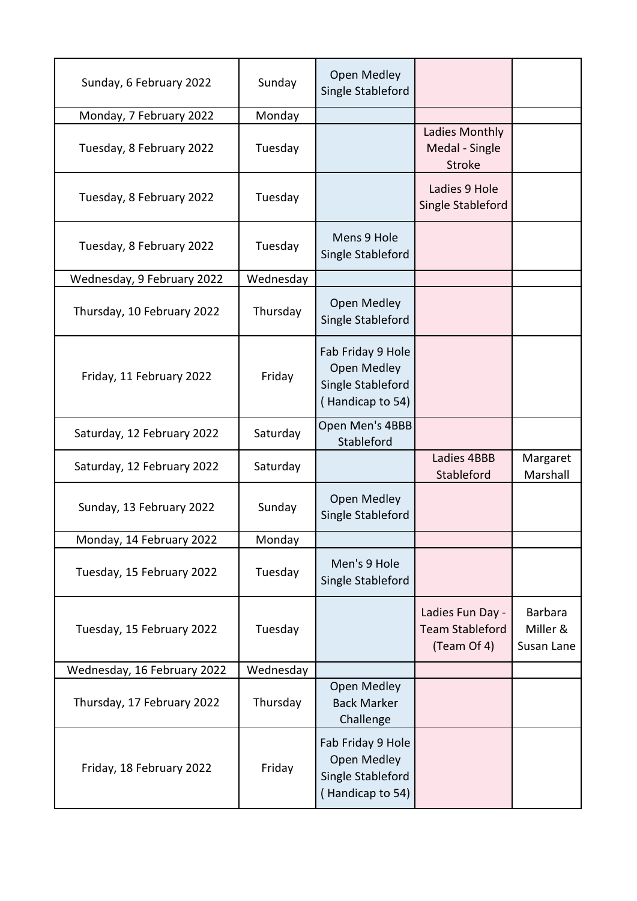| | | | | |
|---|---|---|---|---|
| Sunday, 6 February 2022 | Sunday | Open Medley Single Stableford | | |
| Monday, 7 February 2022 | Monday | | | |
| Tuesday, 8 February 2022 | Tuesday | | Ladies Monthly Medal - Single Stroke | |
| Tuesday, 8 February 2022 | Tuesday | | Ladies 9 Hole Single Stableford | |
| Tuesday, 8 February 2022 | Tuesday | Mens 9 Hole Single Stableford | | |
| Wednesday, 9 February 2022 | Wednesday | | | |
| Thursday, 10 February 2022 | Thursday | Open Medley Single Stableford | | |
| Friday, 11 February 2022 | Friday | Fab Friday 9 Hole Open Medley Single Stableford ( Handicap to 54) | | |
| Saturday, 12 February 2022 | Saturday | Open Men's 4BBB Stableford | | |
| Saturday, 12 February 2022 | Saturday | | Ladies 4BBB Stableford | Margaret Marshall |
| Sunday, 13 February 2022 | Sunday | Open Medley Single Stableford | | |
| Monday, 14 February 2022 | Monday | | | |
| Tuesday, 15 February 2022 | Tuesday | Men's 9 Hole Single Stableford | | |
| Tuesday, 15 February 2022 | Tuesday | | Ladies Fun Day - Team Stableford (Team Of 4) | Barbara Miller & Susan Lane |
| Wednesday, 16 February 2022 | Wednesday | | | |
| Thursday, 17 February 2022 | Thursday | Open Medley Back Marker Challenge | | |
| Friday, 18 February 2022 | Friday | Fab Friday 9 Hole Open Medley Single Stableford ( Handicap to 54) | | |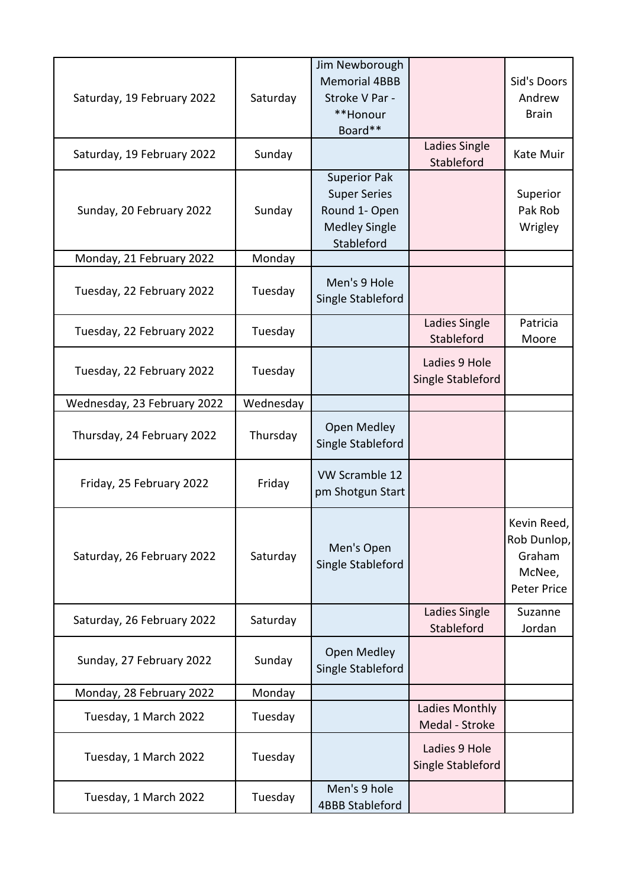| | | | | |
|---|---|---|---|---|
| Saturday, 19 February 2022 | Saturday | Jim Newborough Memorial 4BBB Stroke V Par - **Honour Board** | | Sid's Doors Andrew Brain |
| Saturday, 19 February 2022 | Sunday | | Ladies Single Stableford | Kate Muir |
| Sunday, 20 February 2022 | Sunday | Superior Pak Super Series Round 1- Open Medley Single Stableford | | Superior Pak Rob Wrigley |
| Monday, 21 February 2022 | Monday | | | |
| Tuesday, 22 February 2022 | Tuesday | Men's 9 Hole Single Stableford | | |
| Tuesday, 22 February 2022 | Tuesday | | Ladies Single Stableford | Patricia Moore |
| Tuesday, 22 February 2022 | Tuesday | | Ladies 9 Hole Single Stableford | |
| Wednesday, 23 February 2022 | Wednesday | | | |
| Thursday, 24 February 2022 | Thursday | Open Medley Single Stableford | | |
| Friday, 25 February 2022 | Friday | VW Scramble 12 pm Shotgun Start | | |
| Saturday, 26 February 2022 | Saturday | Men's Open Single Stableford | | Kevin Reed, Rob Dunlop, Graham McNee, Peter Price |
| Saturday, 26 February 2022 | Saturday | | Ladies Single Stableford | Suzanne Jordan |
| Sunday, 27 February 2022 | Sunday | Open Medley Single Stableford | | |
| Monday, 28 February 2022 | Monday | | | |
| Tuesday, 1 March 2022 | Tuesday | | Ladies Monthly Medal - Stroke | |
| Tuesday, 1 March 2022 | Tuesday | | Ladies 9 Hole Single Stableford | |
| Tuesday, 1 March 2022 | Tuesday | Men's 9 hole 4BBB Stableford | | |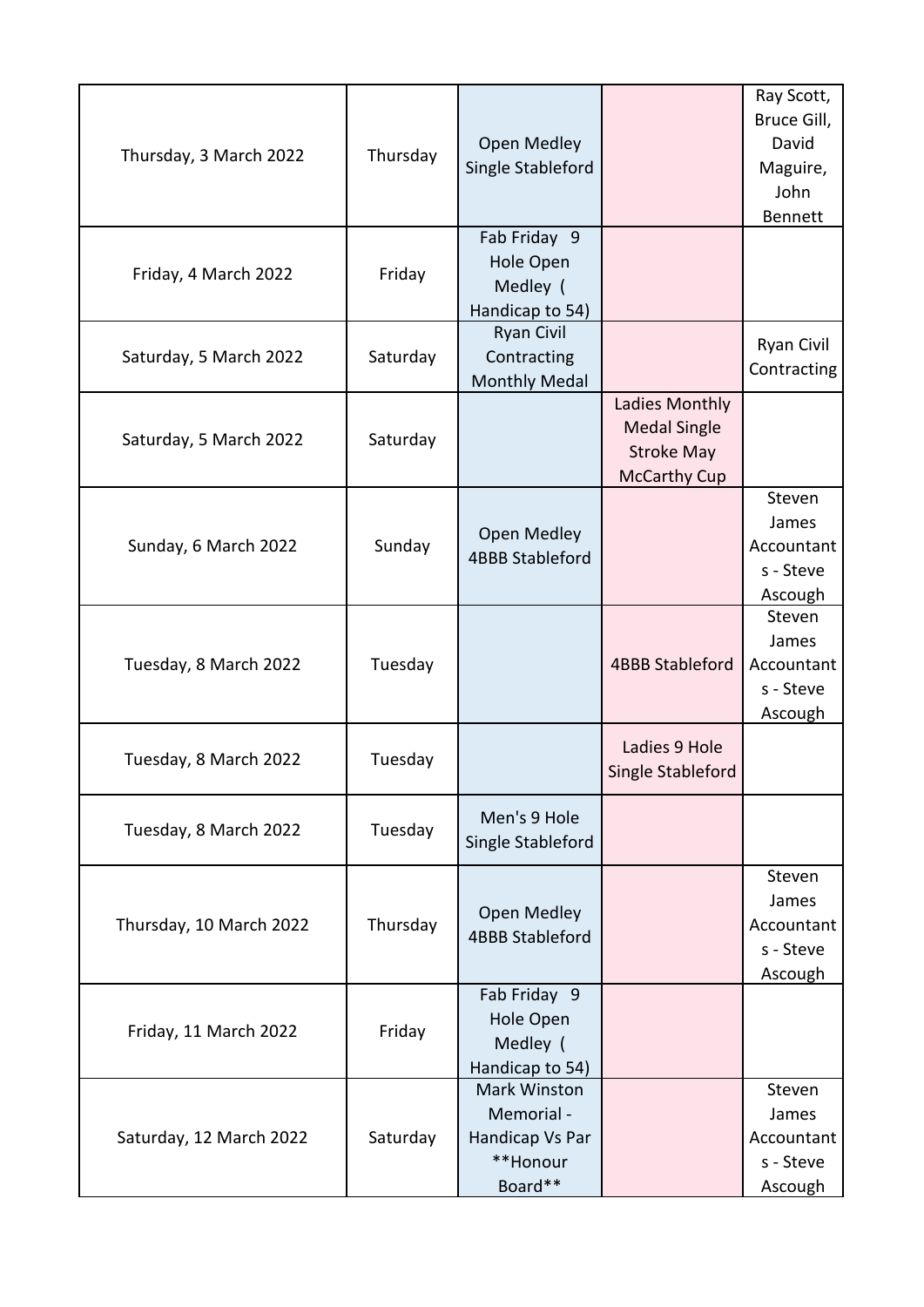| | | | | |
|---|---|---|---|---|
| Thursday, 3 March 2022 | Thursday | Open Medley Single Stableford | | Ray Scott, Bruce Gill, David Maguire, John Bennett |
| Friday, 4 March 2022 | Friday | Fab Friday 9 Hole Open Medley ( Handicap to 54) | | |
| Saturday, 5 March 2022 | Saturday | Ryan Civil Contracting Monthly Medal | | Ryan Civil Contracting |
| Saturday, 5 March 2022 | Saturday | | Ladies Monthly Medal Single Stroke May McCarthy Cup | |
| Sunday, 6 March 2022 | Sunday | Open Medley 4BBB Stableford | | Steven James Accountants - Steve Ascough |
| Tuesday, 8 March 2022 | Tuesday | | 4BBB Stableford | Steven James Accountants - Steve Ascough |
| Tuesday, 8 March 2022 | Tuesday | | Ladies 9 Hole Single Stableford | |
| Tuesday, 8 March 2022 | Tuesday | Men's 9 Hole Single Stableford | | |
| Thursday, 10 March 2022 | Thursday | Open Medley 4BBB Stableford | | Steven James Accountants - Steve Ascough |
| Friday, 11 March 2022 | Friday | Fab Friday 9 Hole Open Medley ( Handicap to 54) | | |
| Saturday, 12 March 2022 | Saturday | Mark Winston Memorial - Handicap Vs Par **Honour Board** | | Steven James Accountants - Steve Ascough |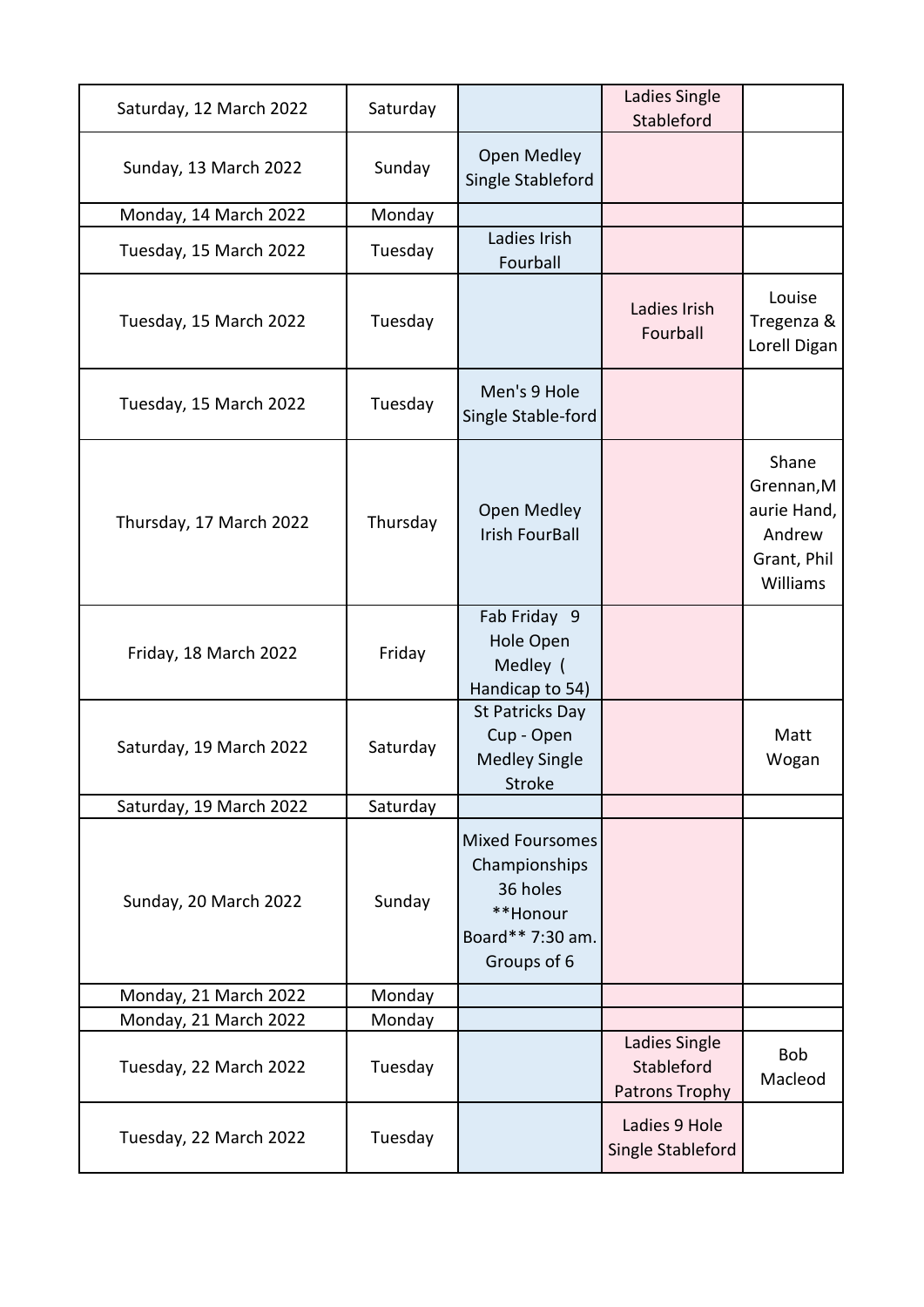| | | | | |
|---|---|---|---|---|
| Saturday, 12 March 2022 | Saturday | | Ladies Single Stableford | |
| Sunday, 13 March 2022 | Sunday | Open Medley Single Stableford | | |
| Monday, 14 March 2022 | Monday | | | |
| Tuesday, 15 March 2022 | Tuesday | Ladies Irish Fourball | | |
| Tuesday, 15 March 2022 | Tuesday | | Ladies Irish Fourball | Louise Tregenza & Lorell Digan |
| Tuesday, 15 March 2022 | Tuesday | Men's 9 Hole Single Stable-ford | | |
| Thursday, 17 March 2022 | Thursday | Open Medley Irish FourBall | | Shane Grennan,Maurie Hand, Andrew Grant, Phil Williams |
| Friday, 18 March 2022 | Friday | Fab Friday 9 Hole Open Medley ( Handicap to 54) | | |
| Saturday, 19 March 2022 | Saturday | St Patricks Day Cup - Open Medley Single Stroke | | Matt Wogan |
| Saturday, 19 March 2022 | Saturday | | | |
| Sunday, 20 March 2022 | Sunday | Mixed Foursomes Championships 36 holes **Honour Board** 7:30 am. Groups of 6 | | |
| Monday, 21 March 2022 | Monday | | | |
| Monday, 21 March 2022 | Monday | | | |
| Tuesday, 22 March 2022 | Tuesday | | Ladies Single Stableford Patrons Trophy | Bob Macleod |
| Tuesday, 22 March 2022 | Tuesday | | Ladies 9 Hole Single Stableford | |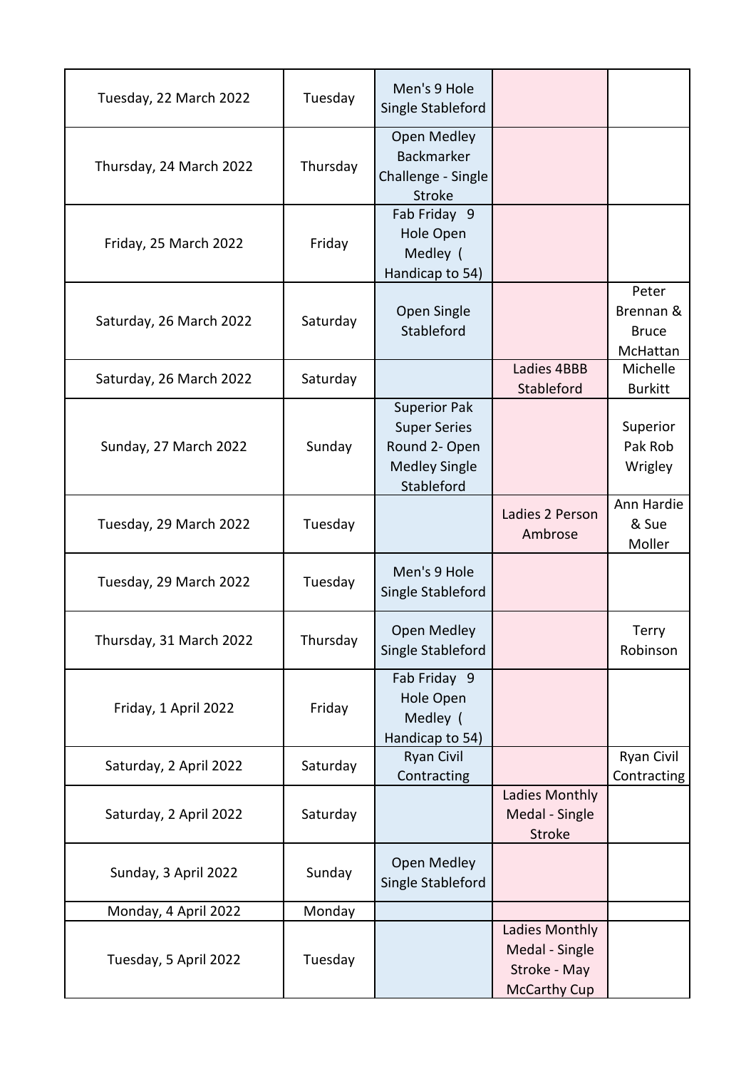| | | | | |
|---|---|---|---|---|
| Tuesday, 22 March 2022 | Tuesday | Men's 9 Hole Single Stableford | | |
| Thursday, 24 March 2022 | Thursday | Open Medley Backmarker Challenge - Single Stroke | | |
| Friday, 25 March 2022 | Friday | Fab Friday 9 Hole Open Medley ( Handicap to 54) | | |
| Saturday, 26 March 2022 | Saturday | Open Single Stableford | | Peter Brennan & Bruce McHattan |
| Saturday, 26 March 2022 | Saturday | | Ladies 4BBB Stableford | Michelle Burkitt |
| Sunday, 27 March 2022 | Sunday | Superior Pak Super Series Round 2- Open Medley Single Stableford | | Superior Pak Rob Wrigley |
| Tuesday, 29 March 2022 | Tuesday | | Ladies 2 Person Ambrose | Ann Hardie & Sue Moller |
| Tuesday, 29 March 2022 | Tuesday | Men's 9 Hole Single Stableford | | |
| Thursday, 31 March 2022 | Thursday | Open Medley Single Stableford | | Terry Robinson |
| Friday, 1 April 2022 | Friday | Fab Friday 9 Hole Open Medley ( Handicap to 54) | | |
| Saturday, 2 April 2022 | Saturday | Ryan Civil Contracting | | Ryan Civil Contracting |
| Saturday, 2 April 2022 | Saturday | | Ladies Monthly Medal - Single Stroke | |
| Sunday, 3 April 2022 | Sunday | Open Medley Single Stableford | | |
| Monday, 4 April 2022 | Monday | | | |
| Tuesday, 5 April 2022 | Tuesday | | Ladies Monthly Medal - Single Stroke - May McCarthy Cup | |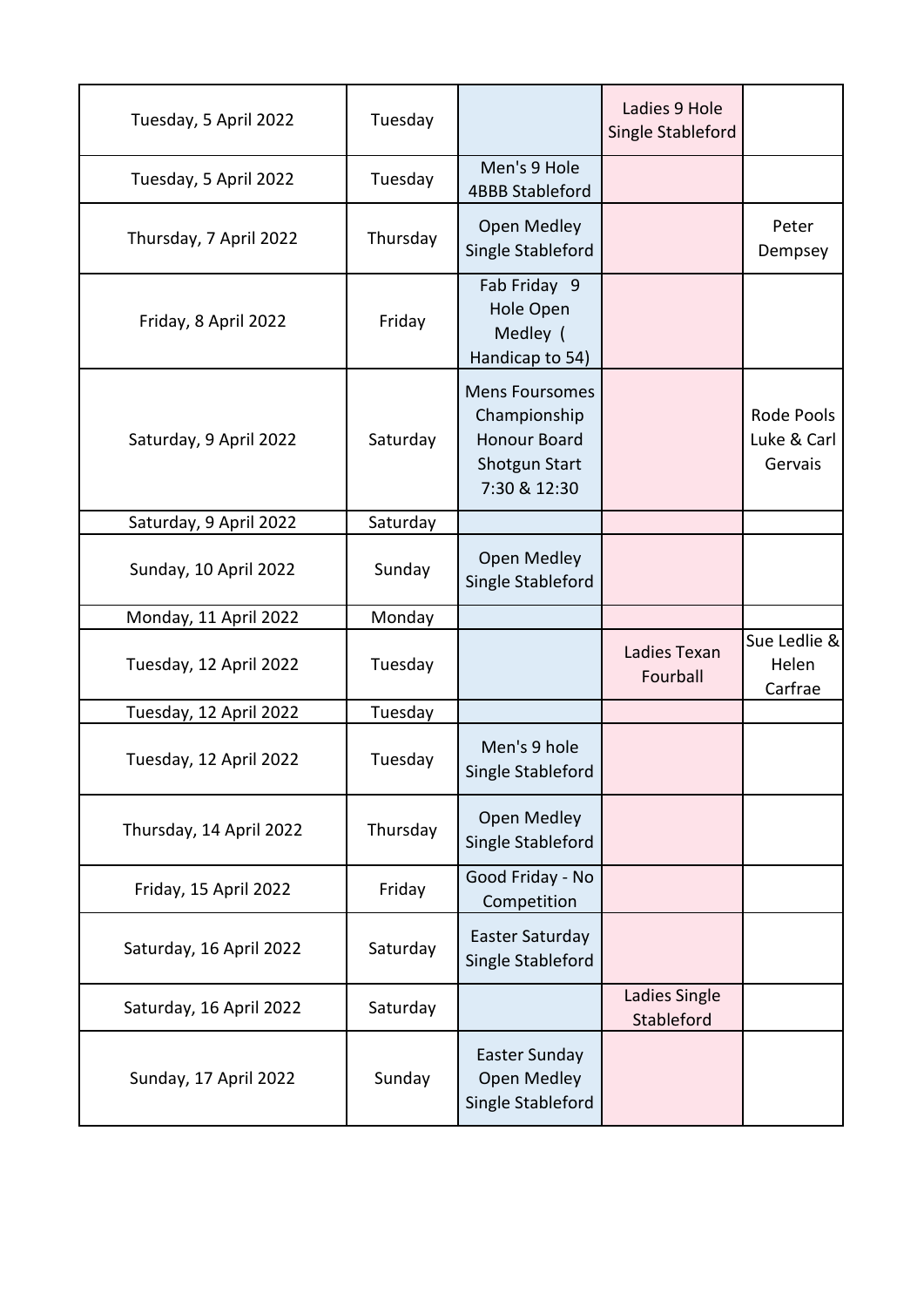| | | | | |
|---|---|---|---|---|
| Tuesday, 5 April 2022 | Tuesday | | Ladies 9 Hole Single Stableford | |
| Tuesday, 5 April 2022 | Tuesday | Men's 9 Hole 4BBB Stableford | | |
| Thursday, 7 April 2022 | Thursday | Open Medley Single Stableford | | Peter Dempsey |
| Friday, 8 April 2022 | Friday | Fab Friday 9 Hole Open Medley ( Handicap to 54) | | |
| Saturday, 9 April 2022 | Saturday | Mens Foursomes Championship Honour Board Shotgun Start 7:30 & 12:30 | | Rode Pools Luke & Carl Gervais |
| Saturday, 9 April 2022 | Saturday | | | |
| Sunday, 10 April 2022 | Sunday | Open Medley Single Stableford | | |
| Monday, 11 April 2022 | Monday | | | |
| Tuesday, 12 April 2022 | Tuesday | | Ladies Texan Fourball | Sue Ledlie & Helen Carfrae |
| Tuesday, 12 April 2022 | Tuesday | | | |
| Tuesday, 12 April 2022 | Tuesday | Men's 9 hole Single Stableford | | |
| Thursday, 14 April 2022 | Thursday | Open Medley Single Stableford | | |
| Friday, 15 April 2022 | Friday | Good Friday - No Competition | | |
| Saturday, 16 April 2022 | Saturday | Easter Saturday Single Stableford | | |
| Saturday, 16 April 2022 | Saturday | | Ladies Single Stableford | |
| Sunday, 17 April 2022 | Sunday | Easter Sunday Open Medley Single Stableford | | |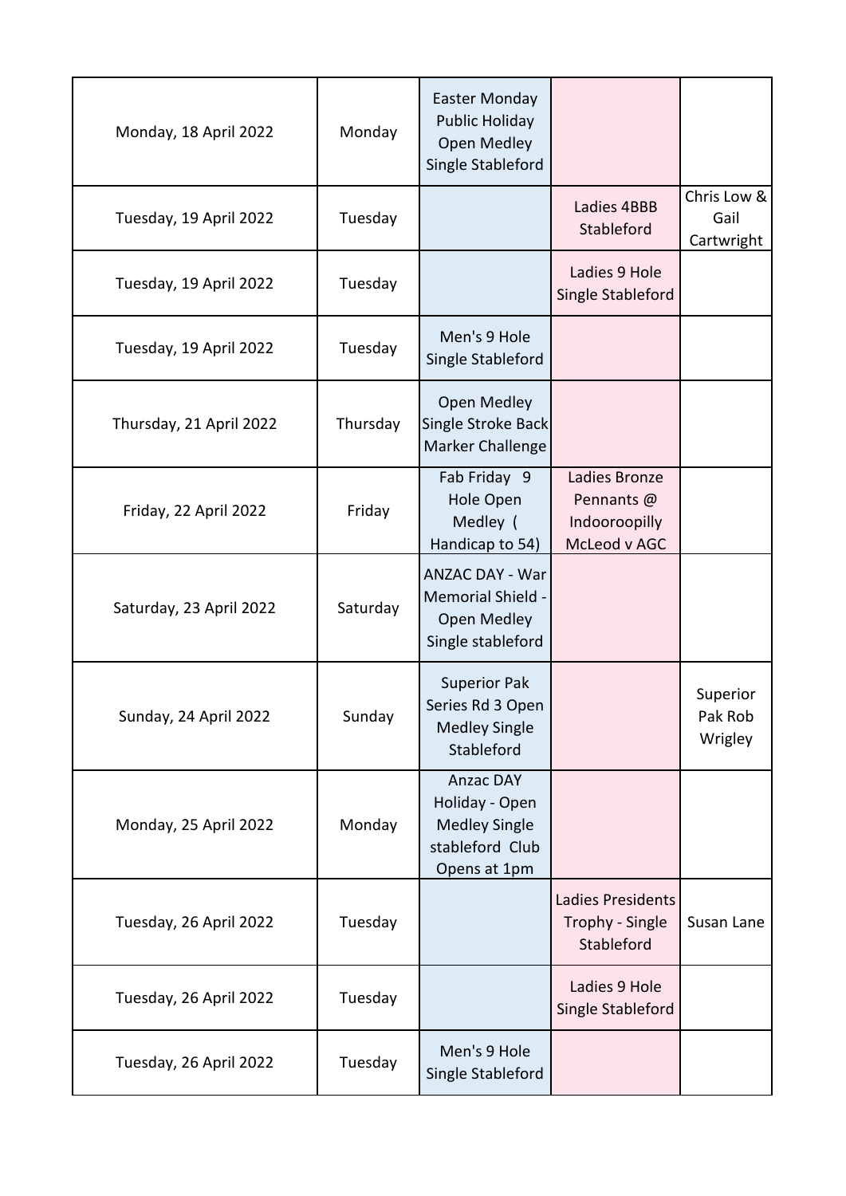| | | | | |
|---|---|---|---|---|
| Monday, 18 April 2022 | Monday | Easter Monday Public Holiday Open Medley Single Stableford | | |
| Tuesday, 19 April 2022 | Tuesday | | Ladies 4BBB Stableford | Chris Low & Gail Cartwright |
| Tuesday, 19 April 2022 | Tuesday | | Ladies 9 Hole Single Stableford | |
| Tuesday, 19 April 2022 | Tuesday | Men's 9 Hole Single Stableford | | |
| Thursday, 21 April 2022 | Thursday | Open Medley Single Stroke Back Marker Challenge | | |
| Friday, 22 April 2022 | Friday | Fab Friday 9 Hole Open Medley ( Handicap to 54) | Ladies Bronze Pennants @ Indooroopilly McLeod v AGC | |
| Saturday, 23 April 2022 | Saturday | ANZAC DAY - War Memorial Shield - Open Medley Single stableford | | |
| Sunday, 24 April 2022 | Sunday | Superior Pak Series Rd 3 Open Medley Single Stableford | | Superior Pak Rob Wrigley |
| Monday, 25 April 2022 | Monday | Anzac DAY Holiday - Open Medley Single stableford Club Opens at 1pm | | |
| Tuesday, 26 April 2022 | Tuesday | | Ladies Presidents Trophy - Single Stableford | Susan Lane |
| Tuesday, 26 April 2022 | Tuesday | | Ladies 9 Hole Single Stableford | |
| Tuesday, 26 April 2022 | Tuesday | Men's 9 Hole Single Stableford | | |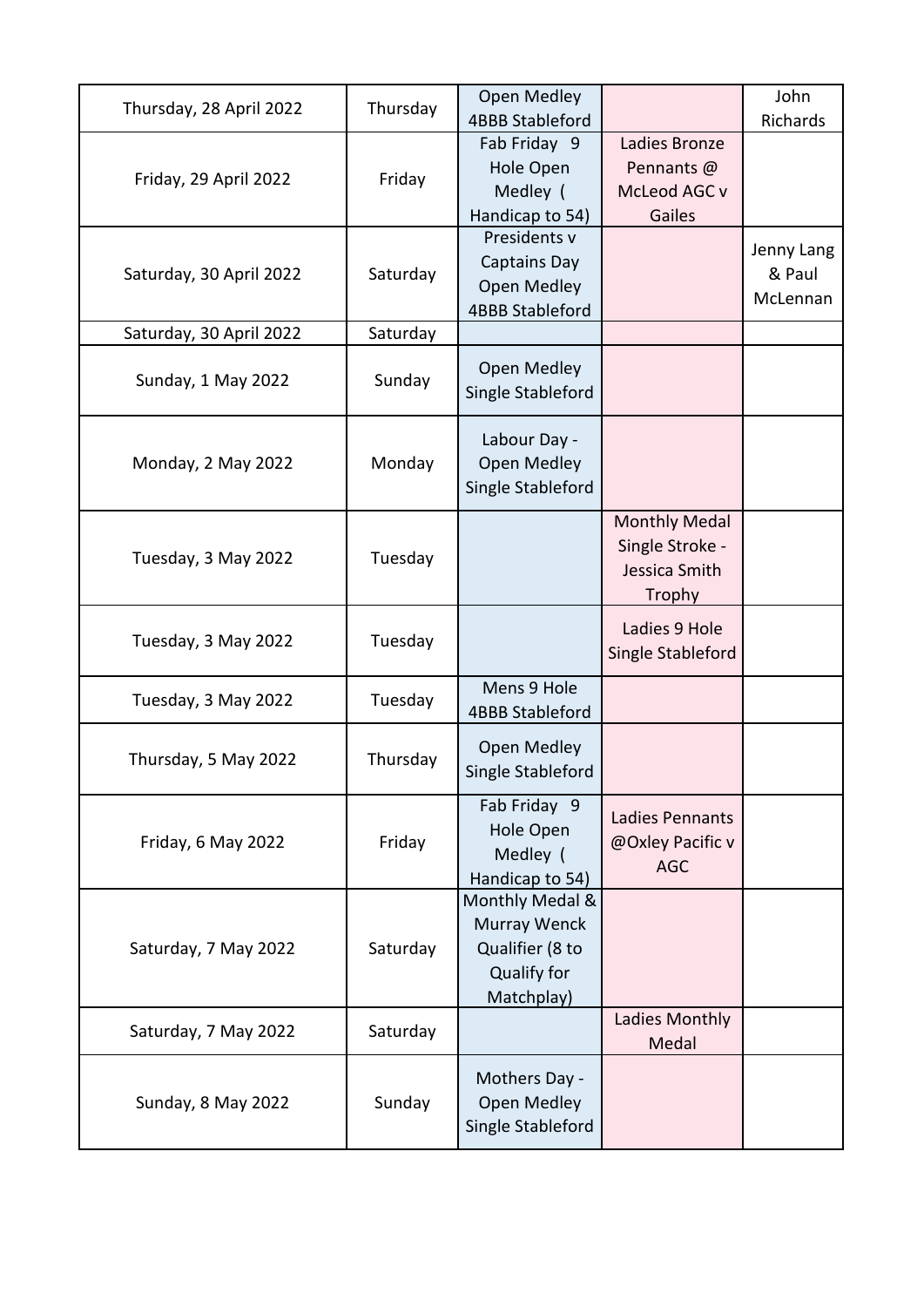| | | | | |
|---|---|---|---|---|
| Thursday, 28 April 2022 | Thursday | Open Medley 4BBB Stableford | | John Richards |
| Friday, 29 April 2022 | Friday | Fab Friday 9 Hole Open Medley ( Handicap to 54) | Ladies Bronze Pennants @ McLeod AGC v Gailes | |
| Saturday, 30 April 2022 | Saturday | Presidents v Captains Day Open Medley 4BBB Stableford | | Jenny Lang & Paul McLennan |
| Saturday, 30 April 2022 | Saturday | | | |
| Sunday, 1 May 2022 | Sunday | Open Medley Single Stableford | | |
| Monday, 2 May 2022 | Monday | Labour Day - Open Medley Single Stableford | | |
| Tuesday, 3 May 2022 | Tuesday | | Monthly Medal Single Stroke - Jessica Smith Trophy | |
| Tuesday, 3 May 2022 | Tuesday | | Ladies 9 Hole Single Stableford | |
| Tuesday, 3 May 2022 | Tuesday | Mens 9 Hole 4BBB Stableford | | |
| Thursday, 5 May 2022 | Thursday | Open Medley Single Stableford | | |
| Friday, 6 May 2022 | Friday | Fab Friday 9 Hole Open Medley ( Handicap to 54) | Ladies Pennants @Oxley Pacific v AGC | |
| Saturday, 7 May 2022 | Saturday | Monthly Medal & Murray Wenck Qualifier (8 to Qualify for Matchplay) | | |
| Saturday, 7 May 2022 | Saturday | | Ladies Monthly Medal | |
| Sunday, 8 May 2022 | Sunday | Mothers Day - Open Medley Single Stableford | | |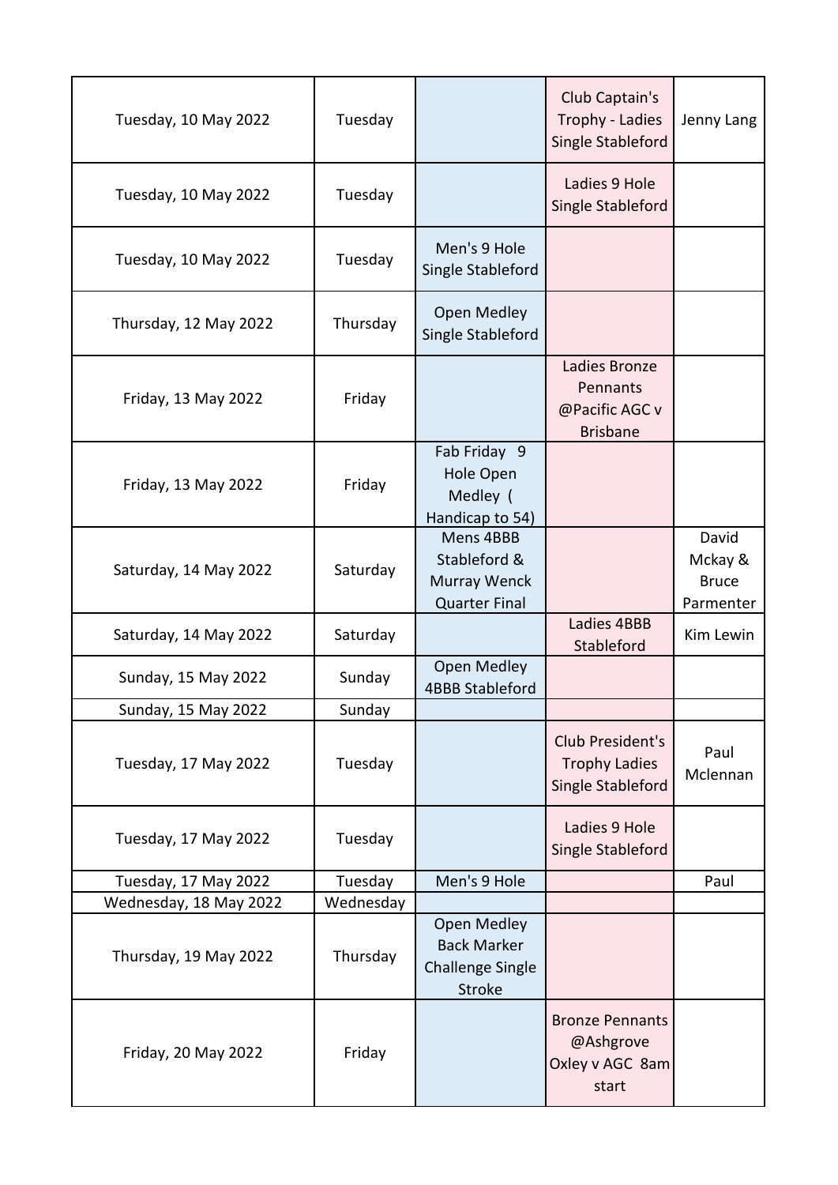| | | | | |
|---|---|---|---|---|
| Tuesday, 10 May 2022 | Tuesday | | Club Captain's Trophy - Ladies Single Stableford | Jenny Lang |
| Tuesday, 10 May 2022 | Tuesday | | Ladies 9 Hole Single Stableford | |
| Tuesday, 10 May 2022 | Tuesday | Men's 9 Hole Single Stableford | | |
| Thursday, 12 May 2022 | Thursday | Open Medley Single Stableford | | |
| Friday, 13 May 2022 | Friday | | Ladies Bronze Pennants @Pacific AGC v Brisbane | |
| Friday, 13 May 2022 | Friday | Fab Friday 9 Hole Open Medley ( Handicap to 54) | | |
| Saturday, 14 May 2022 | Saturday | Mens 4BBB Stableford & Murray Wenck Quarter Final | | David Mckay & Bruce Parmenter |
| Saturday, 14 May 2022 | Saturday | | Ladies 4BBB Stableford | Kim Lewin |
| Sunday, 15 May 2022 | Sunday | Open Medley 4BBB Stableford | | |
| Sunday, 15 May 2022 | Sunday | | | |
| Tuesday, 17 May 2022 | Tuesday | | Club President's Trophy Ladies Single Stableford | Paul Mclennan |
| Tuesday, 17 May 2022 | Tuesday | | Ladies 9 Hole Single Stableford | |
| Tuesday, 17 May 2022 | Tuesday | Men's 9 Hole | | Paul |
| Wednesday, 18 May 2022 | Wednesday | | | |
| Thursday, 19 May 2022 | Thursday | Open Medley Back Marker Challenge Single Stroke | | |
| Friday, 20 May 2022 | Friday | | Bronze Pennants @Ashgrove Oxley v AGC 8am start | |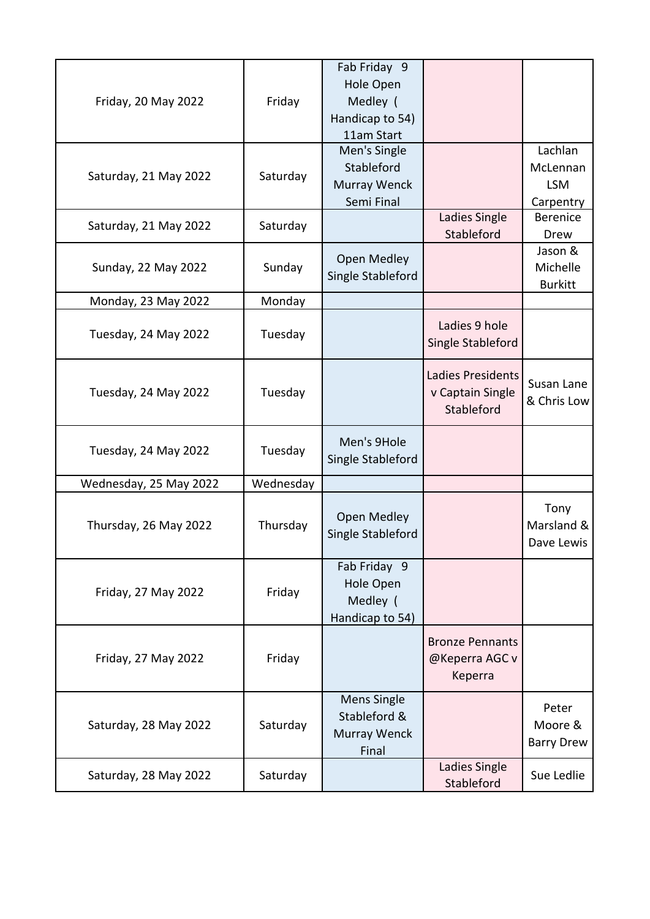| | | | | |
|---|---|---|---|---|
| Friday, 20 May 2022 | Friday | Fab Friday 9 Hole Open Medley ( Handicap to 54) 11am Start | | |
| Saturday, 21 May 2022 | Saturday | Men's Single Stableford Murray Wenck Semi Final | | Lachlan McLennan LSM Carpentry |
| Saturday, 21 May 2022 | Saturday | | Ladies Single Stableford | Berenice Drew |
| Sunday, 22 May 2022 | Sunday | Open Medley Single Stableford | | Jason & Michelle Burkitt |
| Monday, 23 May 2022 | Monday | | | |
| Tuesday, 24 May 2022 | Tuesday | | Ladies 9 hole Single Stableford | |
| Tuesday, 24 May 2022 | Tuesday | | Ladies Presidents v Captain Single Stableford | Susan Lane & Chris Low |
| Tuesday, 24 May 2022 | Tuesday | Men's 9Hole Single Stableford | | |
| Wednesday, 25 May 2022 | Wednesday | | | |
| Thursday, 26 May 2022 | Thursday | Open Medley Single Stableford | | Tony Marsland & Dave Lewis |
| Friday, 27 May 2022 | Friday | Fab Friday 9 Hole Open Medley ( Handicap to 54) | | |
| Friday, 27 May 2022 | Friday | | Bronze Pennants @Keperra AGC v Keperra | |
| Saturday, 28 May 2022 | Saturday | Mens Single Stableford & Murray Wenck Final | | Peter Moore & Barry Drew |
| Saturday, 28 May 2022 | Saturday | | Ladies Single Stableford | Sue Ledlie |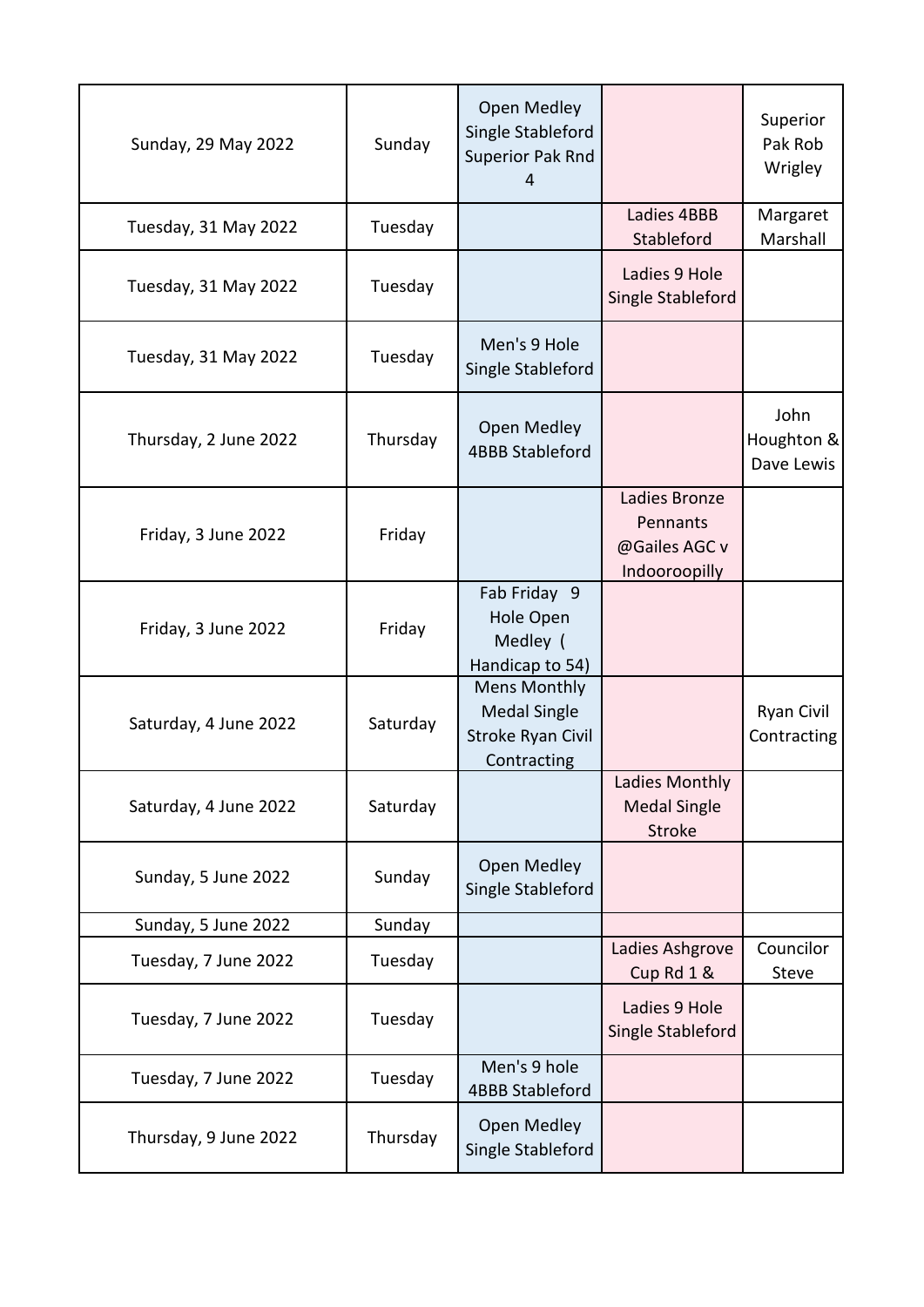| | | | | |
|---|---|---|---|---|
| Sunday, 29 May 2022 | Sunday | Open Medley Single Stableford Superior Pak Rnd 4 | | Superior Pak Rob Wrigley |
| Tuesday, 31 May 2022 | Tuesday | | Ladies 4BBB Stableford | Margaret Marshall |
| Tuesday, 31 May 2022 | Tuesday | | Ladies 9 Hole Single Stableford | |
| Tuesday, 31 May 2022 | Tuesday | Men's 9 Hole Single Stableford | | |
| Thursday, 2 June 2022 | Thursday | Open Medley 4BBB Stableford | | John Houghton & Dave Lewis |
| Friday, 3 June 2022 | Friday | | Ladies Bronze Pennants @Gailes AGC v Indooroopilly | |
| Friday, 3 June 2022 | Friday | Fab Friday 9 Hole Open Medley ( Handicap to 54) | | |
| Saturday, 4 June 2022 | Saturday | Mens Monthly Medal Single Stroke Ryan Civil Contracting | | Ryan Civil Contracting |
| Saturday, 4 June 2022 | Saturday | | Ladies Monthly Medal Single Stroke | |
| Sunday, 5 June 2022 | Sunday | Open Medley Single Stableford | | |
| Sunday, 5 June 2022 | Sunday | | | |
| Tuesday, 7 June 2022 | Tuesday | | Ladies Ashgrove Cup Rd 1 & | Councilor Steve |
| Tuesday, 7 June 2022 | Tuesday | | Ladies 9 Hole Single Stableford | |
| Tuesday, 7 June 2022 | Tuesday | Men's 9 hole 4BBB Stableford | | |
| Thursday, 9 June 2022 | Thursday | Open Medley Single Stableford | | |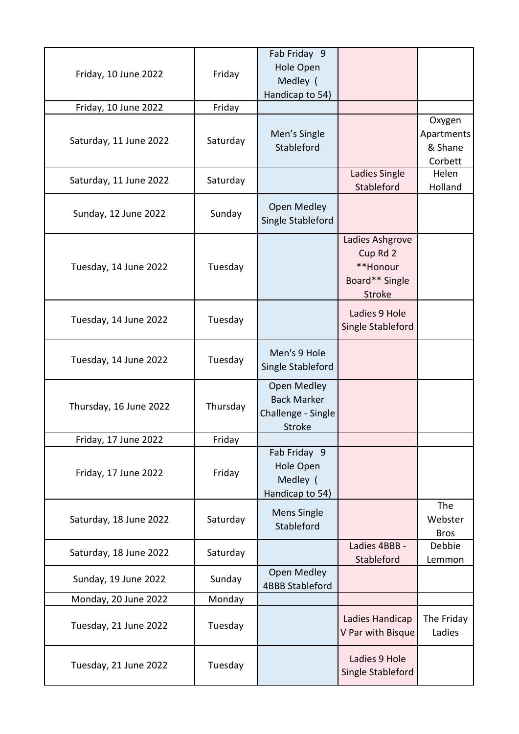| | | | | |
|---|---|---|---|---|
| Friday, 10 June 2022 | Friday | Fab Friday 9 Hole Open Medley ( Handicap to 54) | | |
| Friday, 10 June 2022 | Friday | | | |
| Saturday, 11 June 2022 | Saturday | Men’s Single Stableford | | Oxygen Apartments & Shane Corbett |
| Saturday, 11 June 2022 | Saturday | | Ladies Single Stableford | Helen Holland |
| Sunday, 12 June 2022 | Sunday | Open Medley Single Stableford | | |
| Tuesday, 14 June 2022 | Tuesday | | Ladies Ashgrove Cup Rd 2 **Honour Board** Single Stroke | |
| Tuesday, 14 June 2022 | Tuesday | | Ladies 9 Hole Single Stableford | |
| Tuesday, 14 June 2022 | Tuesday | Men's 9 Hole Single Stableford | | |
| Thursday, 16 June 2022 | Thursday | Open Medley Back Marker Challenge - Single Stroke | | |
| Friday, 17 June 2022 | Friday | | | |
| Friday, 17 June 2022 | Friday | Fab Friday 9 Hole Open Medley ( Handicap to 54) | | |
| Saturday, 18 June 2022 | Saturday | Mens Single Stableford | | The Webster Bros |
| Saturday, 18 June 2022 | Saturday | | Ladies 4BBB - Stableford | Debbie Lemmon |
| Sunday, 19 June 2022 | Sunday | Open Medley 4BBB Stableford | | |
| Monday, 20 June 2022 | Monday | | | |
| Tuesday, 21 June 2022 | Tuesday | | Ladies Handicap V Par with Bisque | The Friday Ladies |
| Tuesday, 21 June 2022 | Tuesday | | Ladies 9 Hole Single Stableford | |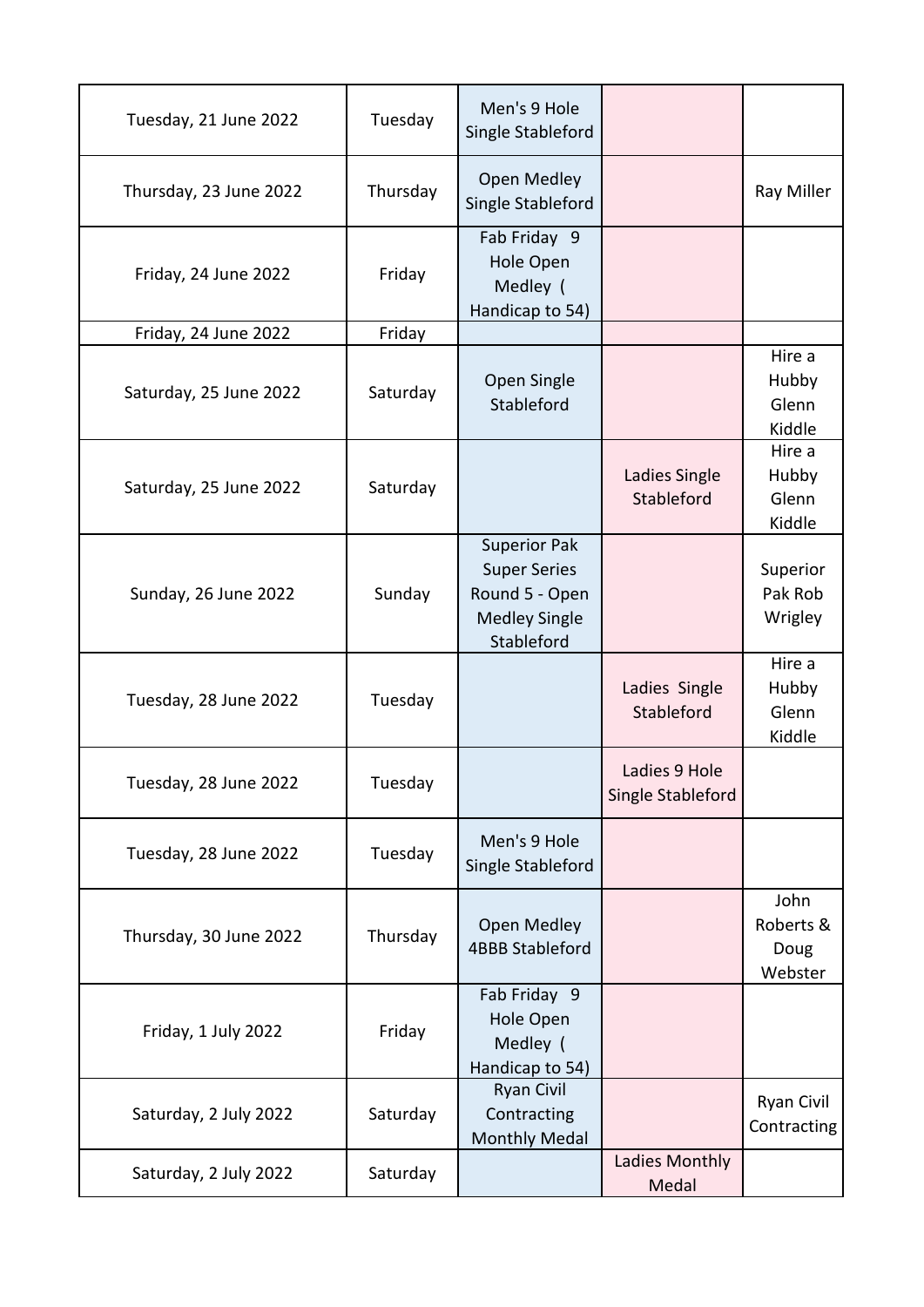| | | | | |
|---|---|---|---|---|
| Tuesday, 21 June 2022 | Tuesday | Men's 9 Hole Single Stableford | | |
| Thursday, 23 June 2022 | Thursday | Open Medley Single Stableford | | Ray Miller |
| Friday, 24 June 2022 | Friday | Fab Friday 9 Hole Open Medley ( Handicap to 54) | | |
| Friday, 24 June 2022 | Friday | | | |
| Saturday, 25 June 2022 | Saturday | Open Single Stableford | | Hire a Hubby Glenn Kiddle |
| Saturday, 25 June 2022 | Saturday | | Ladies Single Stableford | Hire a Hubby Glenn Kiddle |
| Sunday, 26 June 2022 | Sunday | Superior Pak Super Series Round 5 - Open Medley Single Stableford | | Superior Pak Rob Wrigley |
| Tuesday, 28 June 2022 | Tuesday | | Ladies Single Stableford | Hire a Hubby Glenn Kiddle |
| Tuesday, 28 June 2022 | Tuesday | | Ladies 9 Hole Single Stableford | |
| Tuesday, 28 June 2022 | Tuesday | Men's 9 Hole Single Stableford | | |
| Thursday, 30 June 2022 | Thursday | Open Medley 4BBB Stableford | | John Roberts & Doug Webster |
| Friday, 1 July 2022 | Friday | Fab Friday 9 Hole Open Medley ( Handicap to 54) | | |
| Saturday, 2 July 2022 | Saturday | Ryan Civil Contracting Monthly Medal | | Ryan Civil Contracting |
| Saturday, 2 July 2022 | Saturday | | Ladies Monthly Medal | |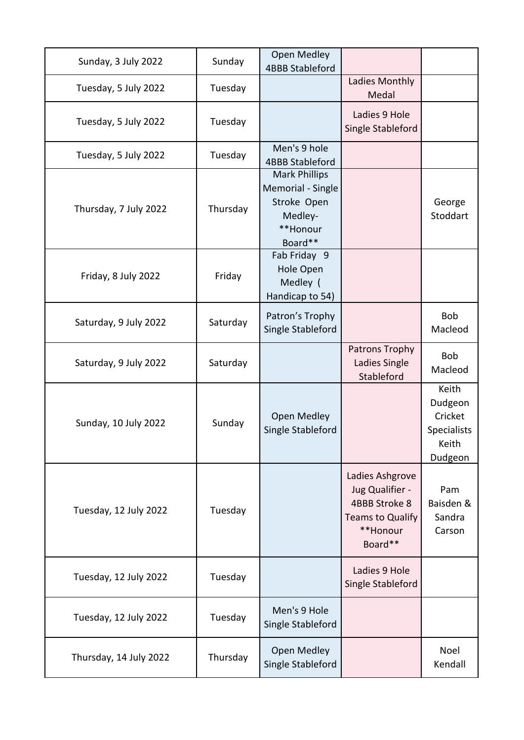| | | | | |
|---|---|---|---|---|
| Sunday, 3 July 2022 | Sunday | Open Medley 4BBB Stableford | | |
| Tuesday, 5 July 2022 | Tuesday | | Ladies Monthly Medal | |
| Tuesday, 5 July 2022 | Tuesday | | Ladies 9 Hole Single Stableford | |
| Tuesday, 5 July 2022 | Tuesday | Men's 9 hole 4BBB Stableford | | |
| Thursday, 7 July 2022 | Thursday | Mark Phillips Memorial - Single Stroke Open Medley- **Honour Board** | | George Stoddart |
| Friday, 8 July 2022 | Friday | Fab Friday 9 Hole Open Medley ( Handicap to 54) | | |
| Saturday, 9 July 2022 | Saturday | Patron's Trophy Single Stableford | | Bob Macleod |
| Saturday, 9 July 2022 | Saturday | | Patrons Trophy Ladies Single Stableford | Bob Macleod |
| Sunday, 10 July 2022 | Sunday | Open Medley Single Stableford | | Keith Dudgeon Cricket Specialists Keith Dudgeon |
| Tuesday, 12 July 2022 | Tuesday | | Ladies Ashgrove Jug Qualifier - 4BBB Stroke 8 Teams to Qualify **Honour Board** | Pam Baisden & Sandra Carson |
| Tuesday, 12 July 2022 | Tuesday | | Ladies 9 Hole Single Stableford | |
| Tuesday, 12 July 2022 | Tuesday | Men's 9 Hole Single Stableford | | |
| Thursday, 14 July 2022 | Thursday | Open Medley Single Stableford | | Noel Kendall |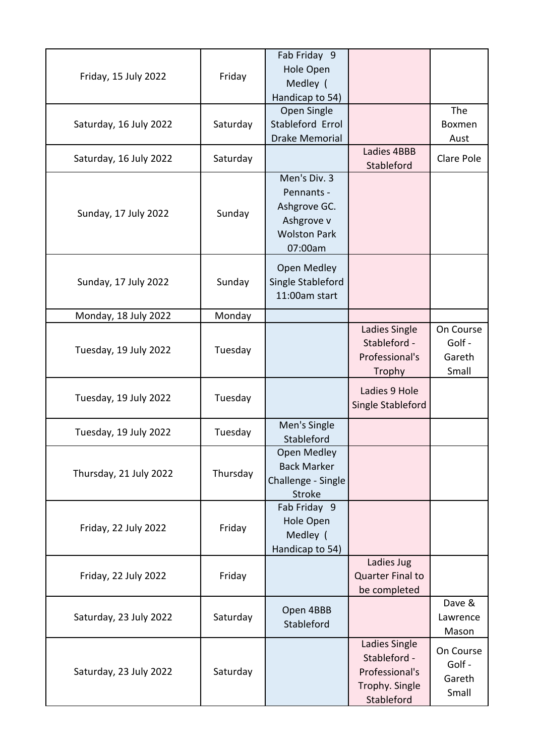| Friday, 15 July 2022 | Friday | Fab Friday 9 Hole Open Medley ( Handicap to 54) | | |
|---|---|---|---|---|
| Saturday, 16 July 2022 | Saturday | Open Single Stableford Errol Drake Memorial | | The Boxmen Aust |
| Saturday, 16 July 2022 | Saturday | | Ladies 4BBB Stableford | Clare Pole |
| Sunday, 17 July 2022 | Sunday | Men's Div. 3 Pennants - Ashgrove GC. Ashgrove v Wolston Park 07:00am | | |
| Sunday, 17 July 2022 | Sunday | Open Medley Single Stableford 11:00am start | | |
| Monday, 18 July 2022 | Monday | | | |
| Tuesday, 19 July 2022 | Tuesday | | Ladies Single Stableford - Professional's Trophy | On Course Golf - Gareth Small |
| Tuesday, 19 July 2022 | Tuesday | | Ladies 9 Hole Single Stableford | |
| Tuesday, 19 July 2022 | Tuesday | Men's Single Stableford | | |
| Thursday, 21 July 2022 | Thursday | Open Medley Back Marker Challenge - Single Stroke | | |
| Friday, 22 July 2022 | Friday | Fab Friday 9 Hole Open Medley ( Handicap to 54) | | |
| Friday, 22 July 2022 | Friday | | Ladies Jug Quarter Final to be completed | |
| Saturday, 23 July 2022 | Saturday | Open 4BBB Stableford | | Dave & Lawrence Mason |
| Saturday, 23 July 2022 | Saturday | | Ladies Single Stableford - Professional's Trophy. Single Stableford | On Course Golf - Gareth Small |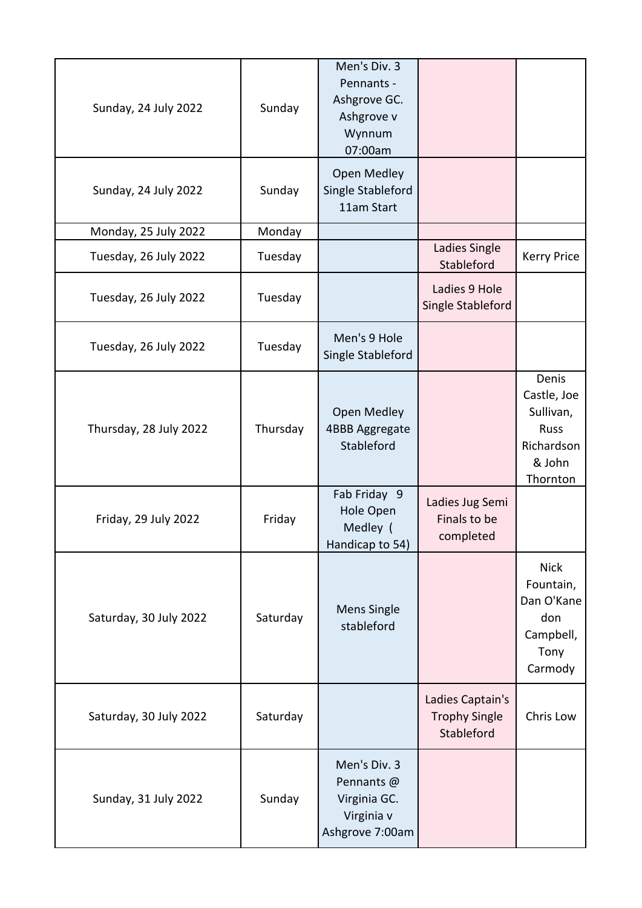| | | | | |
|---|---|---|---|---|
| Sunday, 24 July 2022 | Sunday | Men's Div. 3 Pennants - Ashgrove GC. Ashgrove v Wynnum 07:00am | | |
| Sunday, 24 July 2022 | Sunday | Open Medley Single Stableford 11am Start | | |
| Monday, 25 July 2022 | Monday | | | |
| Tuesday, 26 July 2022 | Tuesday | | Ladies Single Stableford | Kerry Price |
| Tuesday, 26 July 2022 | Tuesday | | Ladies 9 Hole Single Stableford | |
| Tuesday, 26 July 2022 | Tuesday | Men's 9 Hole Single Stableford | | |
| Thursday, 28 July 2022 | Thursday | Open Medley 4BBB Aggregate Stableford | | Denis Castle, Joe Sullivan, Russ Richardson & John Thornton |
| Friday, 29 July 2022 | Friday | Fab Friday 9 Hole Open Medley ( Handicap to 54) | Ladies Jug Semi Finals to be completed | |
| Saturday, 30 July 2022 | Saturday | Mens Single stableford | | Nick Fountain, Dan O'Kane don Campbell, Tony Carmody |
| Saturday, 30 July 2022 | Saturday | | Ladies Captain's Trophy Single Stableford | Chris Low |
| Sunday, 31 July 2022 | Sunday | Men's Div. 3 Pennants @ Virginia GC. Virginia v Ashgrove 7:00am | | |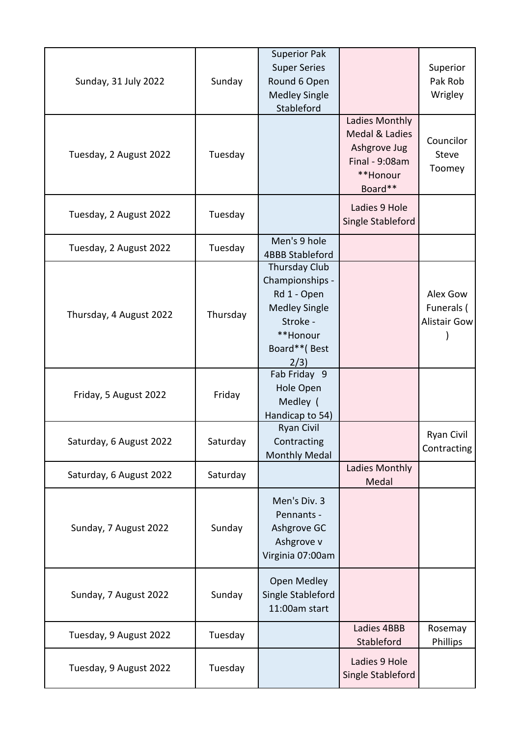| | | | | |
|---|---|---|---|---|
| Sunday, 31 July 2022 | Sunday | Superior Pak Super Series Round 6 Open Medley Single Stableford | | Superior Pak Rob Wrigley |
| Tuesday, 2 August 2022 | Tuesday | | Ladies Monthly Medal & Ladies Ashgrove Jug Final - 9:08am **Honour Board** | Councilor Steve Toomey |
| Tuesday, 2 August 2022 | Tuesday | | Ladies 9 Hole Single Stableford | |
| Tuesday, 2 August 2022 | Tuesday | Men's 9 hole 4BBB Stableford | | |
| Thursday, 4 August 2022 | Thursday | Thursday Club Championships - Rd 1 - Open Medley Single Stroke - **Honour Board**( Best 2/3) | | Alex Gow Funerals ( Alistair Gow ) |
| Friday, 5 August 2022 | Friday | Fab Friday 9 Hole Open Medley ( Handicap to 54) | | |
| Saturday, 6 August 2022 | Saturday | Ryan Civil Contracting Monthly Medal | | Ryan Civil Contracting |
| Saturday, 6 August 2022 | Saturday | | Ladies Monthly Medal | |
| Sunday, 7 August 2022 | Sunday | Men's Div. 3 Pennants - Ashgrove GC Ashgrove v Virginia 07:00am | | |
| Sunday, 7 August 2022 | Sunday | Open Medley Single Stableford 11:00am start | | |
| Tuesday, 9 August 2022 | Tuesday | | Ladies 4BBB Stableford | Rosemay Phillips |
| Tuesday, 9 August 2022 | Tuesday | | Ladies 9 Hole Single Stableford | |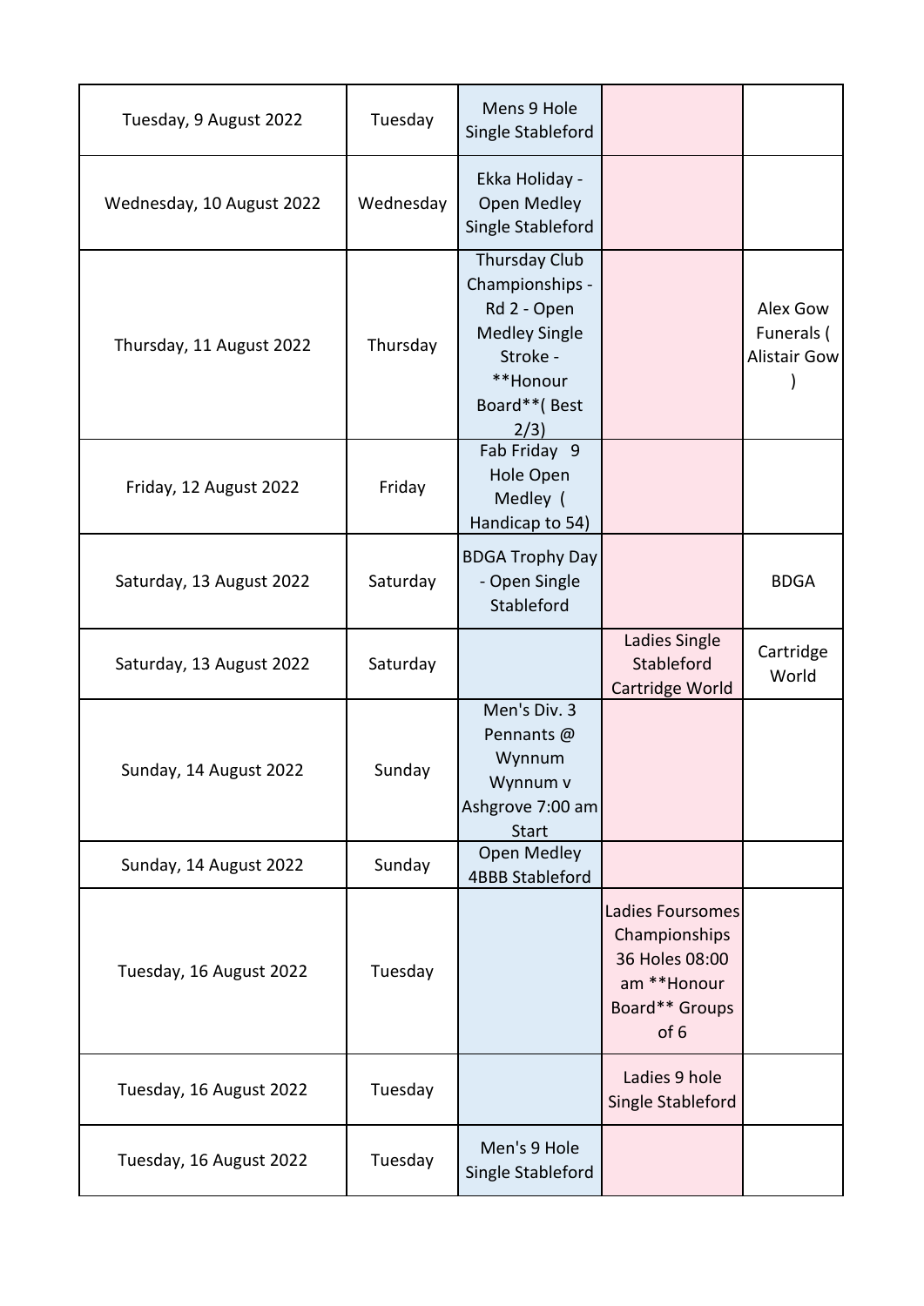| | | | | |
|---|---|---|---|---|
| Tuesday, 9 August 2022 | Tuesday | Mens 9 Hole Single Stableford | | |
| Wednesday, 10 August 2022 | Wednesday | Ekka Holiday - Open Medley Single Stableford | | |
| Thursday, 11 August 2022 | Thursday | Thursday Club Championships - Rd 2 - Open Medley Single Stroke - **Honour Board**( Best 2/3) | | Alex Gow Funerals ( Alistair Gow ) |
| Friday, 12 August 2022 | Friday | Fab Friday 9 Hole Open Medley ( Handicap to 54) | | |
| Saturday, 13 August 2022 | Saturday | BDGA Trophy Day - Open Single Stableford | | BDGA |
| Saturday, 13 August 2022 | Saturday | | Ladies Single Stableford Cartridge World | Cartridge World |
| Sunday, 14 August 2022 | Sunday | Men's Div. 3 Pennants @ Wynnum Wynnum v Ashgrove 7:00 am Start | | |
| Sunday, 14 August 2022 | Sunday | Open Medley 4BBB Stableford | | |
| Tuesday, 16 August 2022 | Tuesday | | Ladies Foursomes Championships 36 Holes 08:00 am **Honour Board** Groups of 6 | |
| Tuesday, 16 August 2022 | Tuesday | | Ladies 9 hole Single Stableford | |
| Tuesday, 16 August 2022 | Tuesday | Men's 9 Hole Single Stableford | | |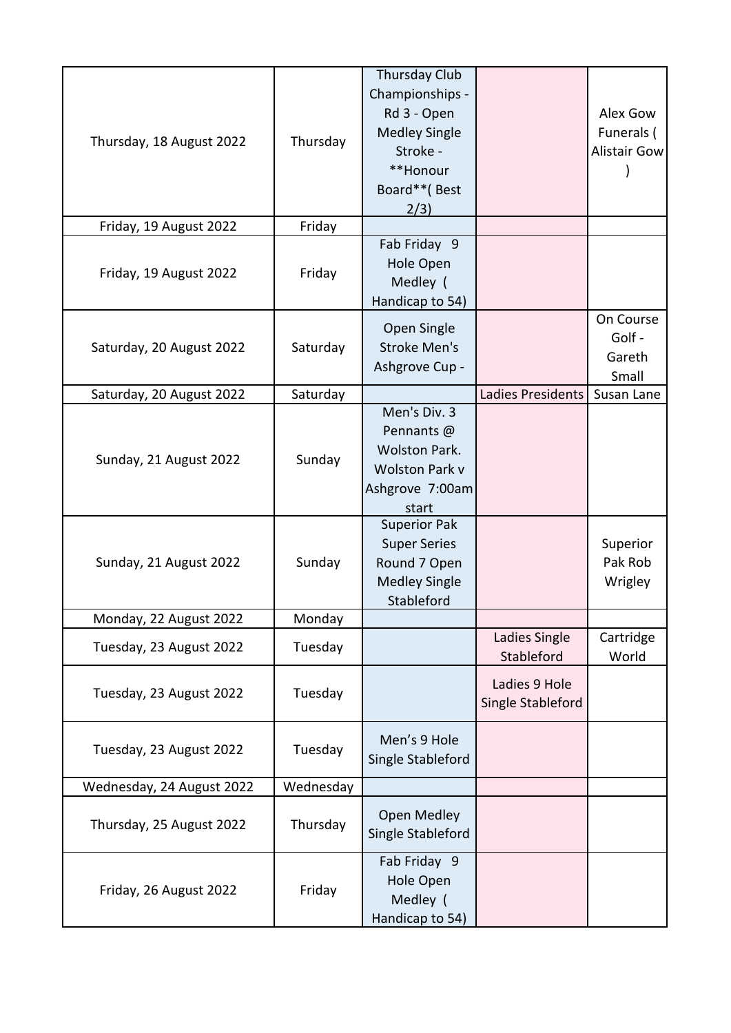| | | | | |
|---|---|---|---|---|
| Thursday, 18 August 2022 | Thursday | Thursday Club Championships - Rd 3 - Open Medley Single Stroke - **Honour Board**( Best 2/3) | | Alex Gow Funerals ( Alistair Gow ) |
| Friday, 19 August 2022 | Friday | | | |
| Friday, 19 August 2022 | Friday | Fab Friday 9 Hole Open Medley ( Handicap to 54) | | |
| Saturday, 20 August 2022 | Saturday | Open Single Stroke Men's Ashgrove Cup - | | On Course Golf - Gareth Small |
| Saturday, 20 August 2022 | Saturday | | Ladies Presidents | Susan Lane |
| Sunday, 21 August 2022 | Sunday | Men's Div. 3 Pennants @ Wolston Park. Wolston Park v Ashgrove 7:00am start | | |
| Sunday, 21 August 2022 | Sunday | Superior Pak Super Series Round 7 Open Medley Single Stableford | | Superior Pak Rob Wrigley |
| Monday, 22 August 2022 | Monday | | | |
| Tuesday, 23 August 2022 | Tuesday | | Ladies Single Stableford | Cartridge World |
| Tuesday, 23 August 2022 | Tuesday | | Ladies 9 Hole Single Stableford | |
| Tuesday, 23 August 2022 | Tuesday | Men's 9 Hole Single Stableford | | |
| Wednesday, 24 August 2022 | Wednesday | | | |
| Thursday, 25 August 2022 | Thursday | Open Medley Single Stableford | | |
| Friday, 26 August 2022 | Friday | Fab Friday 9 Hole Open Medley ( Handicap to 54) | | |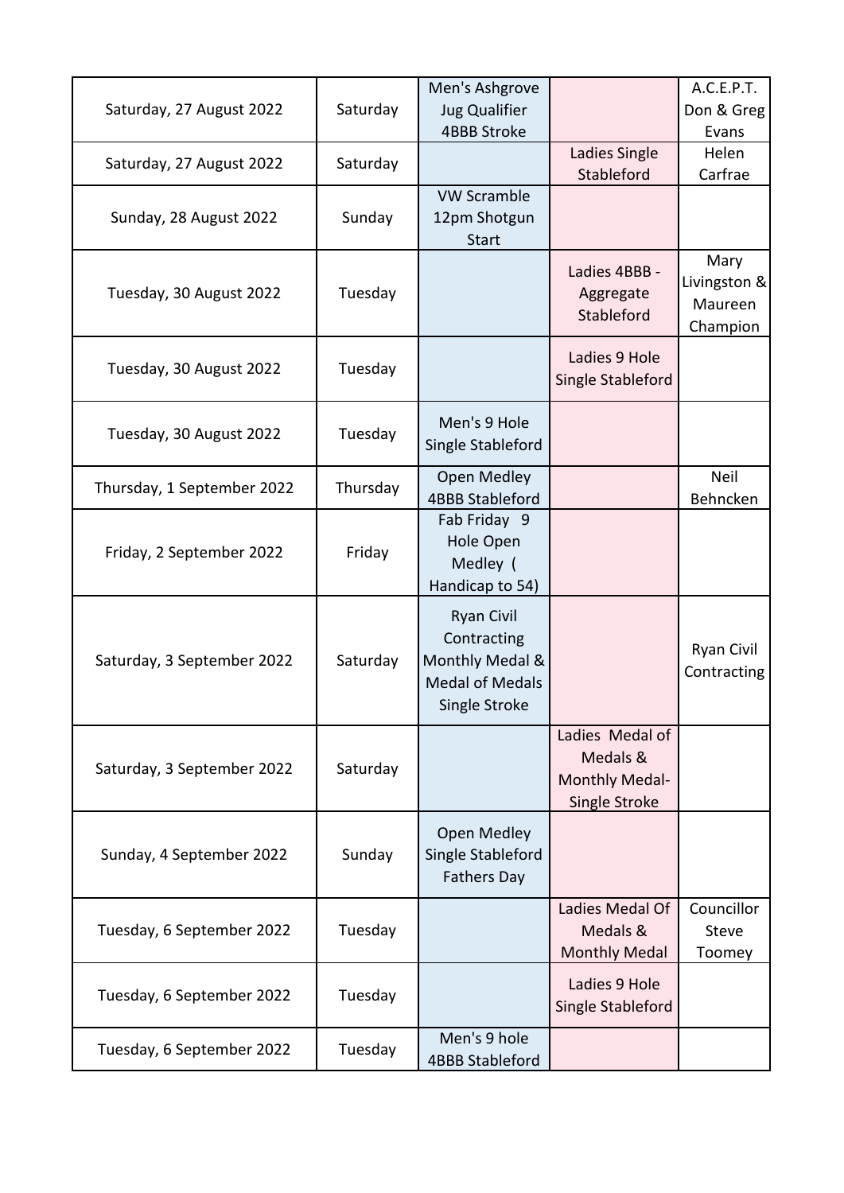| | | | | |
|---|---|---|---|---|
| Saturday, 27 August 2022 | Saturday | Men's Ashgrove Jug Qualifier 4BBB Stroke | | A.C.E.P.T. Don & Greg Evans |
| Saturday, 27 August 2022 | Saturday | | Ladies Single Stableford | Helen Carfrae |
| Sunday, 28 August 2022 | Sunday | VW Scramble 12pm Shotgun Start | | |
| Tuesday, 30 August 2022 | Tuesday | | Ladies 4BBB - Aggregate Stableford | Mary Livingston & Maureen Champion |
| Tuesday, 30 August 2022 | Tuesday | | Ladies 9 Hole Single Stableford | |
| Tuesday, 30 August 2022 | Tuesday | Men's 9 Hole Single Stableford | | |
| Thursday, 1 September 2022 | Thursday | Open Medley 4BBB Stableford | | Neil Behncken |
| Friday, 2 September 2022 | Friday | Fab Friday 9 Hole Open Medley ( Handicap to 54) | | |
| Saturday, 3 September 2022 | Saturday | Ryan Civil Contracting Monthly Medal & Medal of Medals Single Stroke | | Ryan Civil Contracting |
| Saturday, 3 September 2022 | Saturday | | Ladies Medal of Medals & Monthly Medal- Single Stroke | |
| Sunday, 4 September 2022 | Sunday | Open Medley Single Stableford Fathers Day | | |
| Tuesday, 6 September 2022 | Tuesday | | Ladies Medal Of Medals & Monthly Medal | Councillor Steve Toomey |
| Tuesday, 6 September 2022 | Tuesday | | Ladies 9 Hole Single Stableford | |
| Tuesday, 6 September 2022 | Tuesday | Men's 9 hole 4BBB Stableford | | |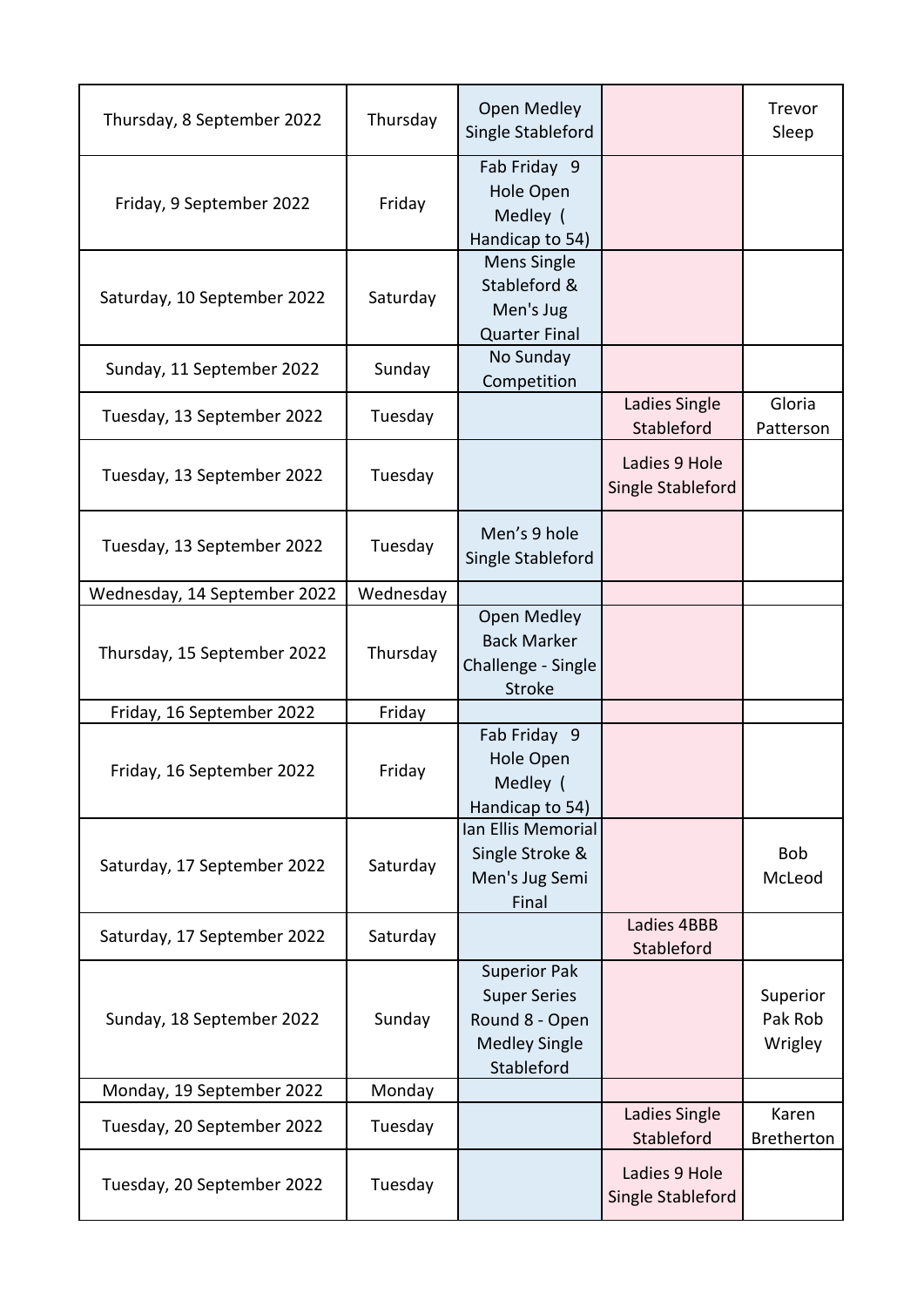| | | | | |
|---|---|---|---|---|
| Thursday, 8 September 2022 | Thursday | Open Medley Single Stableford | | Trevor Sleep |
| Friday, 9 September 2022 | Friday | Fab Friday 9 Hole Open Medley ( Handicap to 54) | | |
| Saturday, 10 September 2022 | Saturday | Mens Single Stableford & Men's Jug Quarter Final | | |
| Sunday, 11 September 2022 | Sunday | No Sunday Competition | | |
| Tuesday, 13 September 2022 | Tuesday | | Ladies Single Stableford | Gloria Patterson |
| Tuesday, 13 September 2022 | Tuesday | | Ladies 9 Hole Single Stableford | |
| Tuesday, 13 September 2022 | Tuesday | Men’s 9 hole Single Stableford | | |
| Wednesday, 14 September 2022 | Wednesday | | | |
| Thursday, 15 September 2022 | Thursday | Open Medley Back Marker Challenge - Single Stroke | | |
| Friday, 16 September 2022 | Friday | | | |
| Friday, 16 September 2022 | Friday | Fab Friday 9 Hole Open Medley ( Handicap to 54) | | |
| Saturday, 17 September 2022 | Saturday | Ian Ellis Memorial Single Stroke & Men's Jug Semi Final | | Bob McLeod |
| Saturday, 17 September 2022 | Saturday | | Ladies 4BBB Stableford | |
| Sunday, 18 September 2022 | Sunday | Superior Pak Super Series Round 8 - Open Medley Single Stableford | | Superior Pak Rob Wrigley |
| Monday, 19 September 2022 | Monday | | | |
| Tuesday, 20 September 2022 | Tuesday | | Ladies Single Stableford | Karen Bretherton |
| Tuesday, 20 September 2022 | Tuesday | | Ladies 9 Hole Single Stableford | |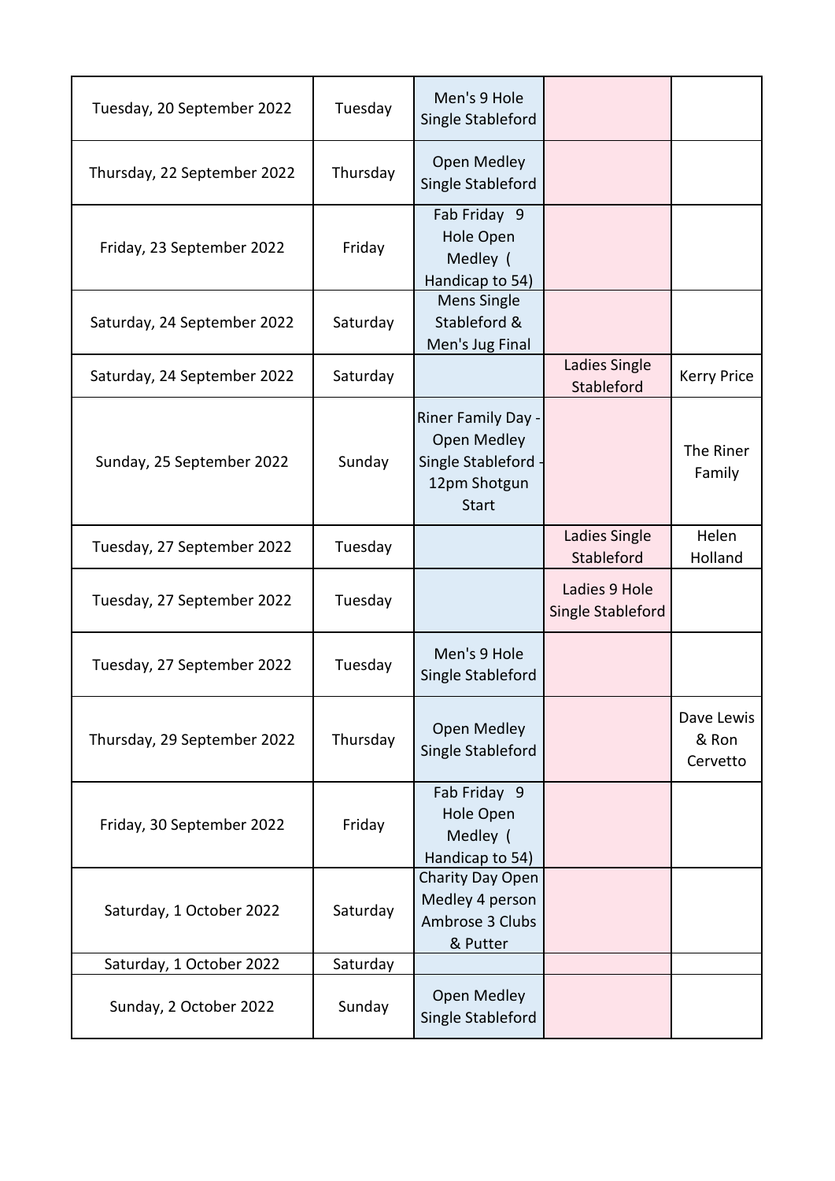| | | | | |
|---|---|---|---|---|
| Tuesday, 20 September 2022 | Tuesday | Men's 9 Hole Single Stableford | | |
| Thursday, 22 September 2022 | Thursday | Open Medley Single Stableford | | |
| Friday, 23 September 2022 | Friday | Fab Friday 9 Hole Open Medley ( Handicap to 54) | | |
| Saturday, 24 September 2022 | Saturday | Mens Single Stableford & Men's Jug Final | | |
| Saturday, 24 September 2022 | Saturday | | Ladies Single Stableford | Kerry Price |
| Sunday, 25 September 2022 | Sunday | Riner Family Day - Open Medley Single Stableford - 12pm Shotgun Start | | The Riner Family |
| Tuesday, 27 September 2022 | Tuesday | | Ladies Single Stableford | Helen Holland |
| Tuesday, 27 September 2022 | Tuesday | | Ladies 9 Hole Single Stableford | |
| Tuesday, 27 September 2022 | Tuesday | Men's 9 Hole Single Stableford | | |
| Thursday, 29 September 2022 | Thursday | Open Medley Single Stableford | | Dave Lewis & Ron Cervetto |
| Friday, 30 September 2022 | Friday | Fab Friday 9 Hole Open Medley ( Handicap to 54) | | |
| Saturday, 1 October 2022 | Saturday | Charity Day Open Medley 4 person Ambrose 3 Clubs & Putter | | |
| Saturday, 1 October 2022 | Saturday | | | |
| Sunday, 2 October 2022 | Sunday | Open Medley Single Stableford | | |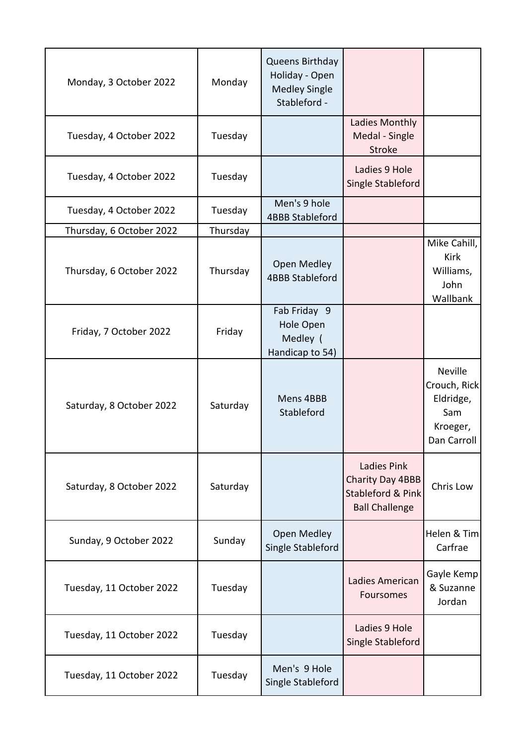| | | | | |
|---|---|---|---|---|
| Monday, 3 October 2022 | Monday | Queens Birthday Holiday - Open Medley Single Stableford - | | |
| Tuesday, 4 October 2022 | Tuesday | | Ladies Monthly Medal - Single Stroke | |
| Tuesday, 4 October 2022 | Tuesday | | Ladies 9 Hole Single Stableford | |
| Tuesday, 4 October 2022 | Tuesday | Men's 9 hole 4BBB Stableford | | |
| Thursday, 6 October 2022 | Thursday | | | |
| Thursday, 6 October 2022 | Thursday | Open Medley 4BBB Stableford | | Mike Cahill, Kirk Williams, John Wallbank |
| Friday, 7 October 2022 | Friday | Fab Friday 9 Hole Open Medley ( Handicap to 54) | | |
| Saturday, 8 October 2022 | Saturday | Mens 4BBB Stableford | | Neville Crouch, Rick Eldridge, Sam Kroeger, Dan Carroll |
| Saturday, 8 October 2022 | Saturday | | Ladies Pink Charity Day 4BBB Stableford & Pink Ball Challenge | Chris Low |
| Sunday, 9 October 2022 | Sunday | Open Medley Single Stableford | | Helen & Tim Carfrae |
| Tuesday, 11 October 2022 | Tuesday | | Ladies American Foursomes | Gayle Kemp & Suzanne Jordan |
| Tuesday, 11 October 2022 | Tuesday | | Ladies 9 Hole Single Stableford | |
| Tuesday, 11 October 2022 | Tuesday | Men's 9 Hole Single Stableford | | |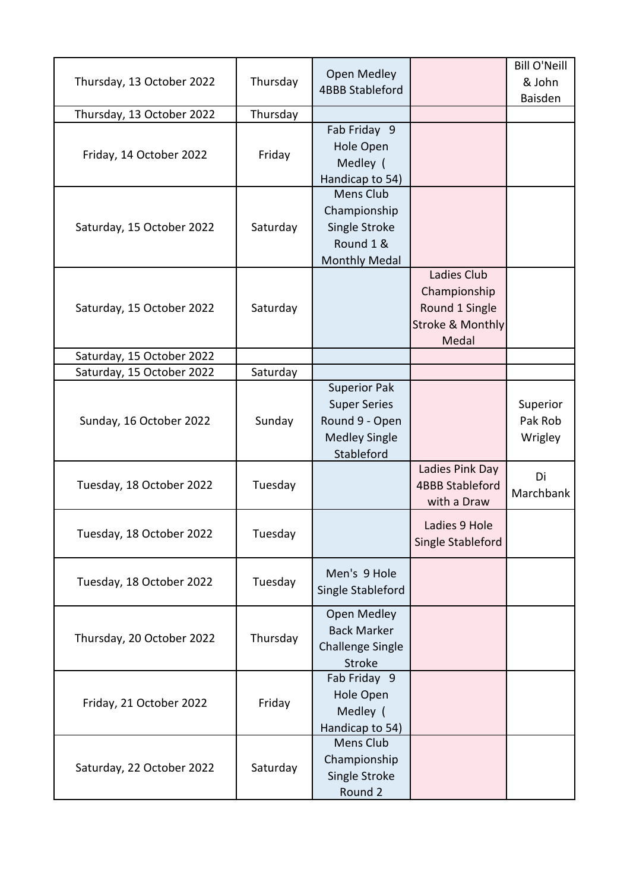| | | | | |
|---|---|---|---|---|
| Thursday, 13 October 2022 | Thursday | Open Medley 4BBB Stableford | | Bill O'Neill & John Baisden |
| Thursday, 13 October 2022 | Thursday | | | |
| Friday, 14 October 2022 | Friday | Fab Friday 9 Hole Open Medley ( Handicap to 54) | | |
| Saturday, 15 October 2022 | Saturday | Mens Club Championship Single Stroke Round 1 & Monthly Medal | | |
| Saturday, 15 October 2022 | Saturday | | Ladies Club Championship Round 1 Single Stroke & Monthly Medal | |
| Saturday, 15 October 2022 | | | | |
| Saturday, 15 October 2022 | Saturday | | | |
| Sunday, 16 October 2022 | Sunday | Superior Pak Super Series Round 9 - Open Medley Single Stableford | | Superior Pak Rob Wrigley |
| Tuesday, 18 October 2022 | Tuesday | | Ladies Pink Day 4BBB Stableford with a Draw | Di Marchbank |
| Tuesday, 18 October 2022 | Tuesday | | Ladies 9 Hole Single Stableford | |
| Tuesday, 18 October 2022 | Tuesday | Men's 9 Hole Single Stableford | | |
| Thursday, 20 October 2022 | Thursday | Open Medley Back Marker Challenge Single Stroke | | |
| Friday, 21 October 2022 | Friday | Fab Friday 9 Hole Open Medley ( Handicap to 54) | | |
| Saturday, 22 October 2022 | Saturday | Mens Club Championship Single Stroke Round 2 | | |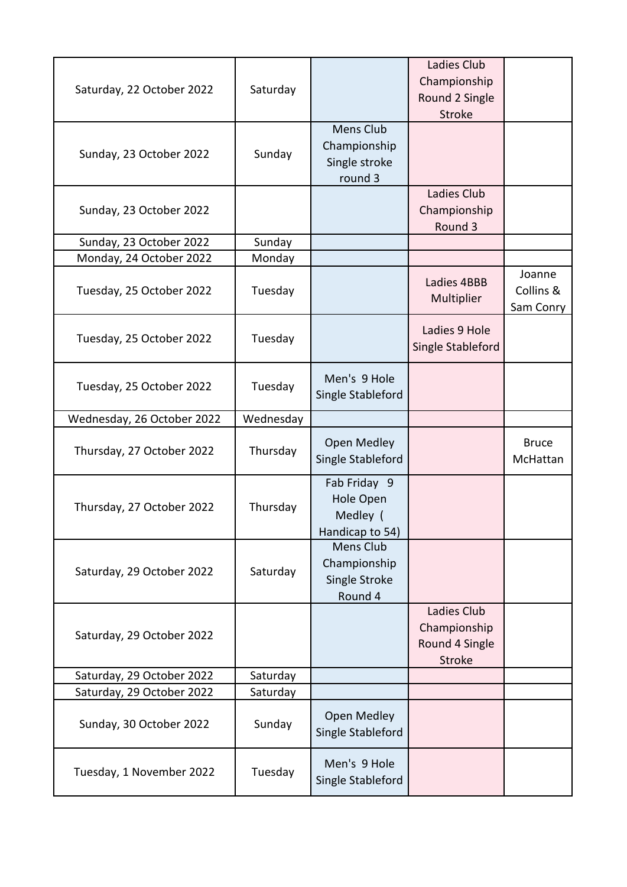| | | | | |
|---|---|---|---|---|
| Saturday, 22 October 2022 | Saturday | | Ladies Club Championship Round 2 Single Stroke | |
| Sunday, 23 October 2022 | Sunday | Mens Club Championship Single stroke round 3 | | |
| Sunday, 23 October 2022 | | | Ladies Club Championship Round 3 | |
| Sunday, 23 October 2022 | Sunday | | | |
| Monday, 24 October 2022 | Monday | | | |
| Tuesday, 25 October 2022 | Tuesday | | Ladies 4BBB Multiplier | Joanne Collins & Sam Conry |
| Tuesday, 25 October 2022 | Tuesday | | Ladies 9 Hole Single Stableford | |
| Tuesday, 25 October 2022 | Tuesday | Men's 9 Hole Single Stableford | | |
| Wednesday, 26 October 2022 | Wednesday | | | |
| Thursday, 27 October 2022 | Thursday | Open Medley Single Stableford | | Bruce McHattan |
| Thursday, 27 October 2022 | Thursday | Fab Friday 9 Hole Open Medley ( Handicap to 54) | | |
| Saturday, 29 October 2022 | Saturday | Mens Club Championship Single Stroke Round 4 | | |
| Saturday, 29 October 2022 | | | Ladies Club Championship Round 4 Single Stroke | |
| Saturday, 29 October 2022 | Saturday | | | |
| Saturday, 29 October 2022 | Saturday | | | |
| Sunday, 30 October 2022 | Sunday | Open Medley Single Stableford | | |
| Tuesday, 1 November 2022 | Tuesday | Men's 9 Hole Single Stableford | | |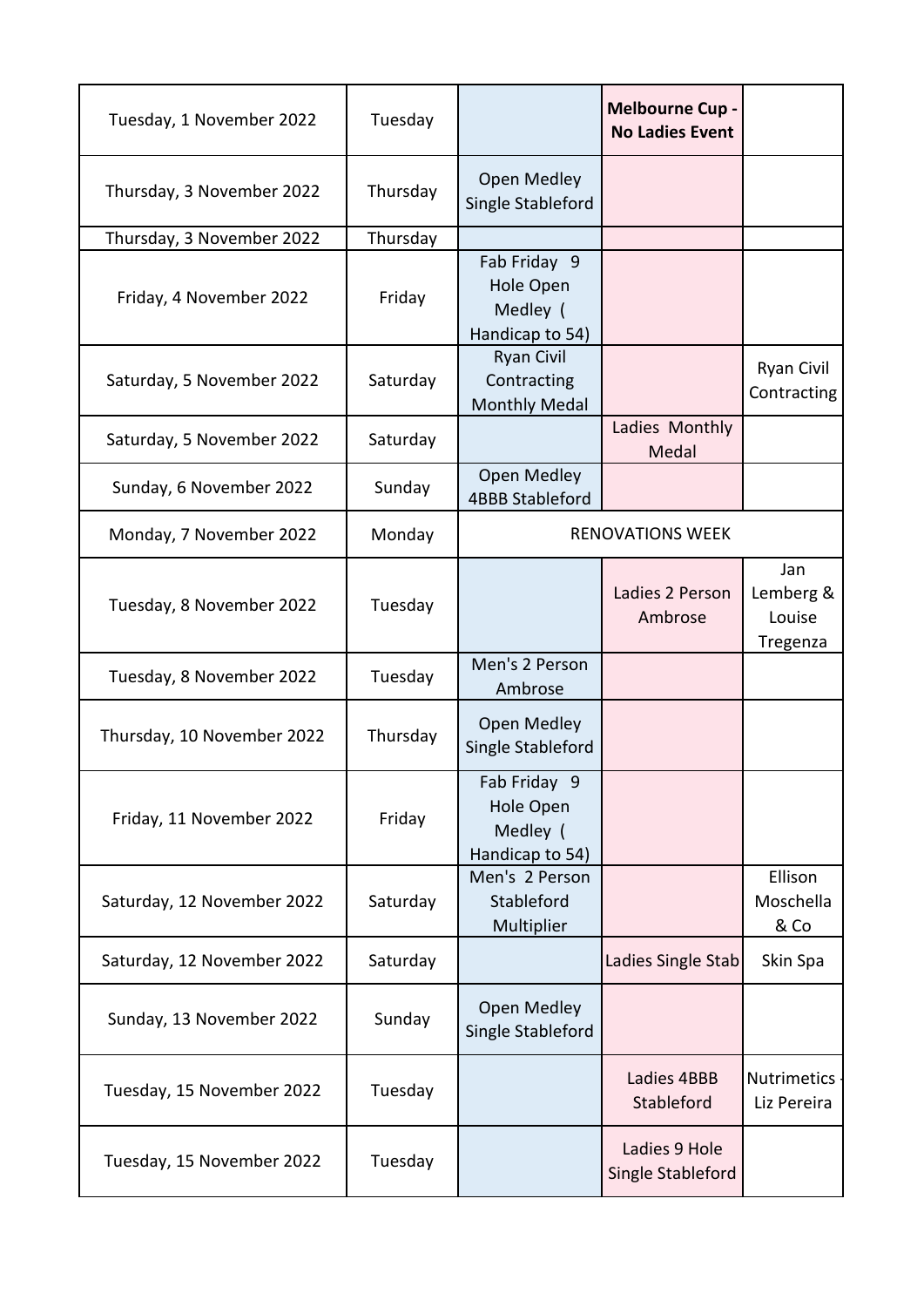| | | | | |
|---|---|---|---|---|
| Tuesday, 1 November 2022 | Tuesday | | **Melbourne Cup - No Ladies Event** | |
| Thursday, 3 November 2022 | Thursday | Open Medley Single Stableford | | |
| Thursday, 3 November 2022 | Thursday | | | |
| Friday, 4 November 2022 | Friday | Fab Friday 9 Hole Open Medley ( Handicap to 54) | | |
| Saturday, 5 November 2022 | Saturday | Ryan Civil Contracting Monthly Medal | | Ryan Civil Contracting |
| Saturday, 5 November 2022 | Saturday | | Ladies Monthly Medal | |
| Sunday, 6 November 2022 | Sunday | Open Medley 4BBB Stableford | | |
| Monday, 7 November 2022 | Monday | RENOVATIONS WEEK | | |
| Tuesday, 8 November 2022 | Tuesday | | Ladies 2 Person Ambrose | Jan Lemberg & Louise Tregenza |
| Tuesday, 8 November 2022 | Tuesday | Men's 2 Person Ambrose | | |
| Thursday, 10 November 2022 | Thursday | Open Medley Single Stableford | | |
| Friday, 11 November 2022 | Friday | Fab Friday 9 Hole Open Medley ( Handicap to 54) | | |
| Saturday, 12 November 2022 | Saturday | Men's 2 Person Stableford Multiplier | | Ellison Moschella & Co |
| Saturday, 12 November 2022 | Saturday | | Ladies Single Stab | Skin Spa |
| Sunday, 13 November 2022 | Sunday | Open Medley Single Stableford | | |
| Tuesday, 15 November 2022 | Tuesday | | Ladies 4BBB Stableford | Nutrimetics - Liz Pereira |
| Tuesday, 15 November 2022 | Tuesday | | Ladies 9 Hole Single Stableford | |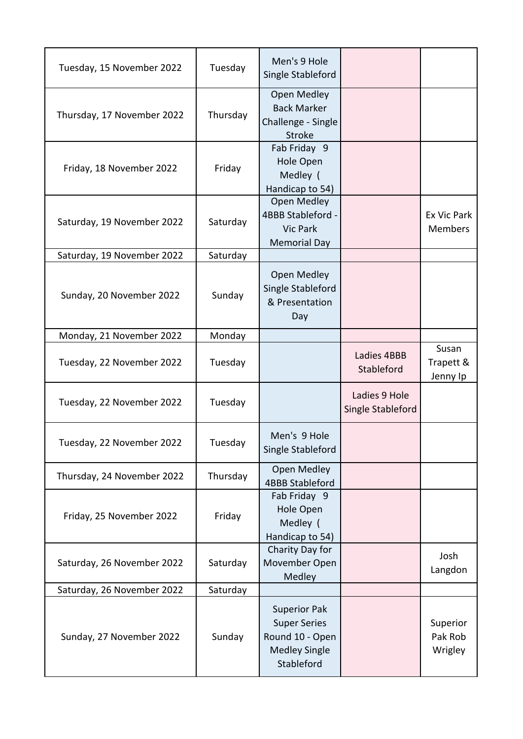| | | | | |
|---|---|---|---|---|
| Tuesday, 15 November 2022 | Tuesday | Men's 9 Hole Single Stableford | | |
| Thursday, 17 November 2022 | Thursday | Open Medley Back Marker Challenge - Single Stroke | | |
| Friday, 18 November 2022 | Friday | Fab Friday 9 Hole Open Medley ( Handicap to 54) | | |
| Saturday, 19 November 2022 | Saturday | Open Medley 4BBB Stableford - Vic Park Memorial Day | | Ex Vic Park Members |
| Saturday, 19 November 2022 | Saturday | | | |
| Sunday, 20 November 2022 | Sunday | Open Medley Single Stableford & Presentation Day | | |
| Monday, 21 November 2022 | Monday | | | |
| Tuesday, 22 November 2022 | Tuesday | | Ladies 4BBB Stableford | Susan Trapett & Jenny Ip |
| Tuesday, 22 November 2022 | Tuesday | | Ladies 9 Hole Single Stableford | |
| Tuesday, 22 November 2022 | Tuesday | Men's 9 Hole Single Stableford | | |
| Thursday, 24 November 2022 | Thursday | Open Medley 4BBB Stableford | | |
| Friday, 25 November 2022 | Friday | Fab Friday 9 Hole Open Medley ( Handicap to 54) | | |
| Saturday, 26 November 2022 | Saturday | Charity Day for Movember Open Medley | | Josh Langdon |
| Saturday, 26 November 2022 | Saturday | | | |
| Sunday, 27 November 2022 | Sunday | Superior Pak Super Series Round 10 - Open Medley Single Stableford | | Superior Pak Rob Wrigley |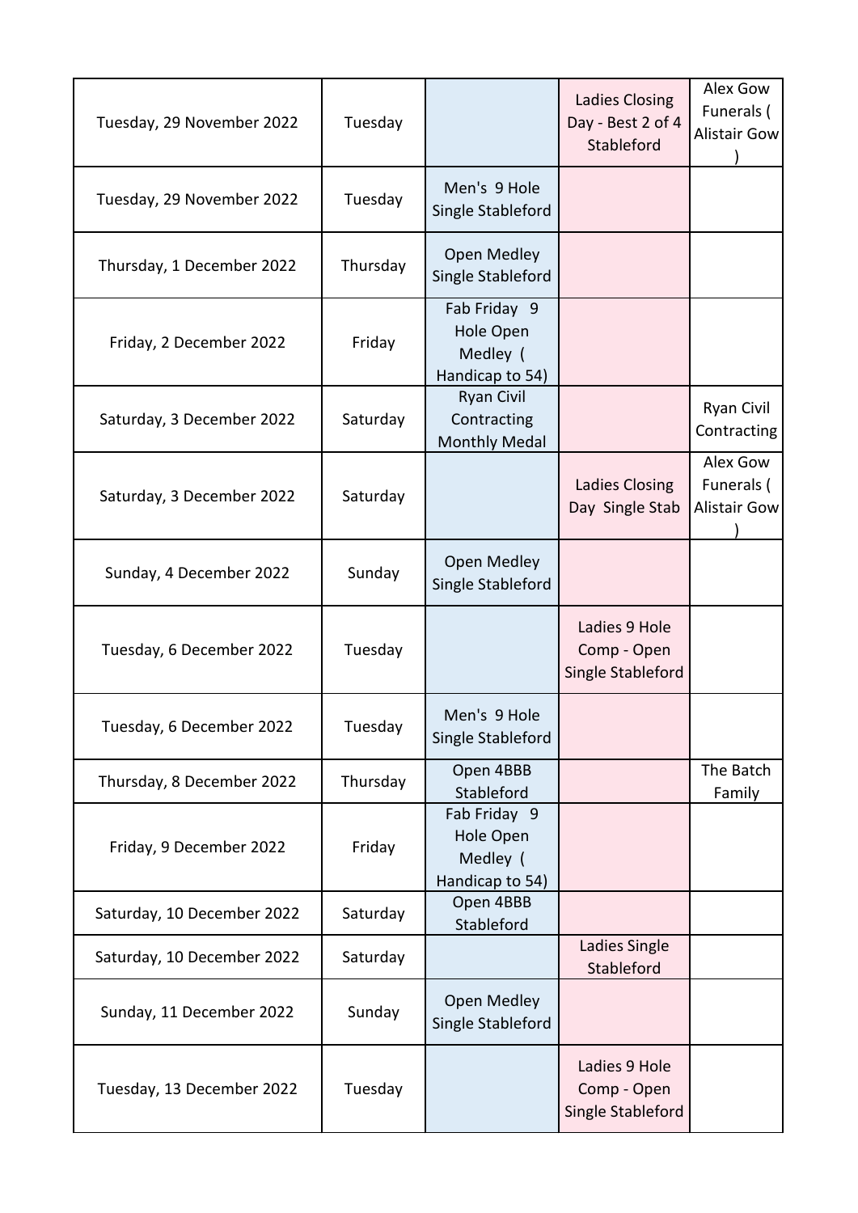| | | | | |
|---|---|---|---|---|
| Tuesday, 29 November 2022 | Tuesday | | Ladies Closing Day - Best 2 of 4 Stableford | Alex Gow Funerals ( Alistair Gow ) |
| Tuesday, 29 November 2022 | Tuesday | Men's 9 Hole Single Stableford | | |
| Thursday, 1 December 2022 | Thursday | Open Medley Single Stableford | | |
| Friday, 2 December 2022 | Friday | Fab Friday 9 Hole Open Medley ( Handicap to 54) | | |
| Saturday, 3 December 2022 | Saturday | Ryan Civil Contracting Monthly Medal | | Ryan Civil Contracting |
| Saturday, 3 December 2022 | Saturday | | Ladies Closing Day Single Stab | Alex Gow Funerals ( Alistair Gow ) |
| Sunday, 4 December 2022 | Sunday | Open Medley Single Stableford | | |
| Tuesday, 6 December 2022 | Tuesday | | Ladies 9 Hole Comp - Open Single Stableford | |
| Tuesday, 6 December 2022 | Tuesday | Men's 9 Hole Single Stableford | | |
| Thursday, 8 December 2022 | Thursday | Open 4BBB Stableford | | The Batch Family |
| Friday, 9 December 2022 | Friday | Fab Friday 9 Hole Open Medley ( Handicap to 54) | | |
| Saturday, 10 December 2022 | Saturday | Open 4BBB Stableford | | |
| Saturday, 10 December 2022 | Saturday | | Ladies Single Stableford | |
| Sunday, 11 December 2022 | Sunday | Open Medley Single Stableford | | |
| Tuesday, 13 December 2022 | Tuesday | | Ladies 9 Hole Comp - Open Single Stableford | |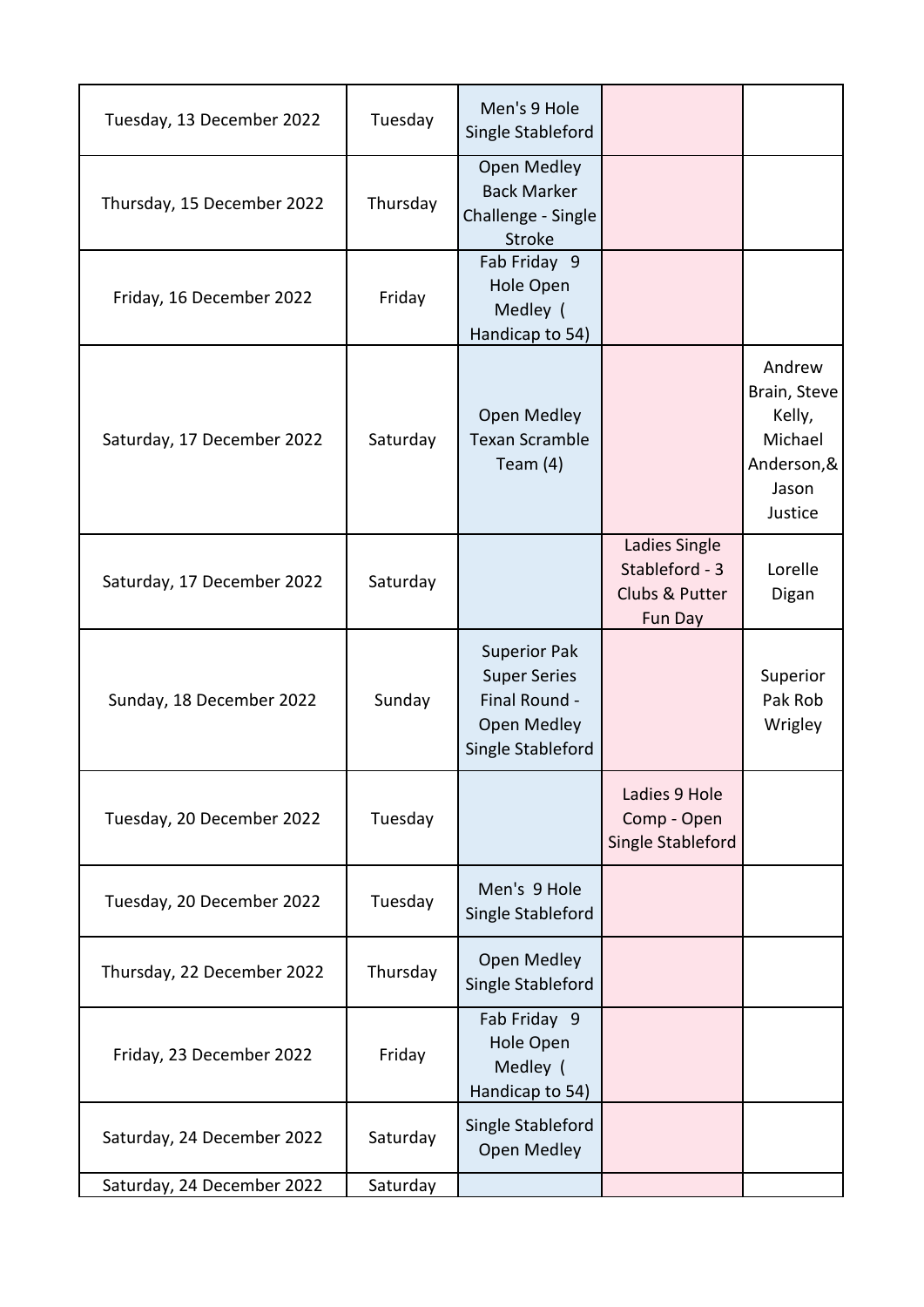| | | | | |
|---|---|---|---|---|
| Tuesday, 13 December 2022 | Tuesday | Men's 9 Hole Single Stableford | | |
| Thursday, 15 December 2022 | Thursday | Open Medley Back Marker Challenge - Single Stroke | | |
| Friday, 16 December 2022 | Friday | Fab Friday 9 Hole Open Medley ( Handicap to 54) | | |
| Saturday, 17 December 2022 | Saturday | Open Medley Texan Scramble Team (4) | | Andrew Brain, Steve Kelly, Michael Anderson,& Jason Justice |
| Saturday, 17 December 2022 | Saturday | | Ladies Single Stableford - 3 Clubs & Putter Fun Day | Lorelle Digan |
| Sunday, 18 December 2022 | Sunday | Superior Pak Super Series Final Round - Open Medley Single Stableford | | Superior Pak Rob Wrigley |
| Tuesday, 20 December 2022 | Tuesday | | Ladies 9 Hole Comp - Open Single Stableford | |
| Tuesday, 20 December 2022 | Tuesday | Men's 9 Hole Single Stableford | | |
| Thursday, 22 December 2022 | Thursday | Open Medley Single Stableford | | |
| Friday, 23 December 2022 | Friday | Fab Friday 9 Hole Open Medley ( Handicap to 54) | | |
| Saturday, 24 December 2022 | Saturday | Single Stableford Open Medley | | |
| Saturday, 24 December 2022 | Saturday | | | |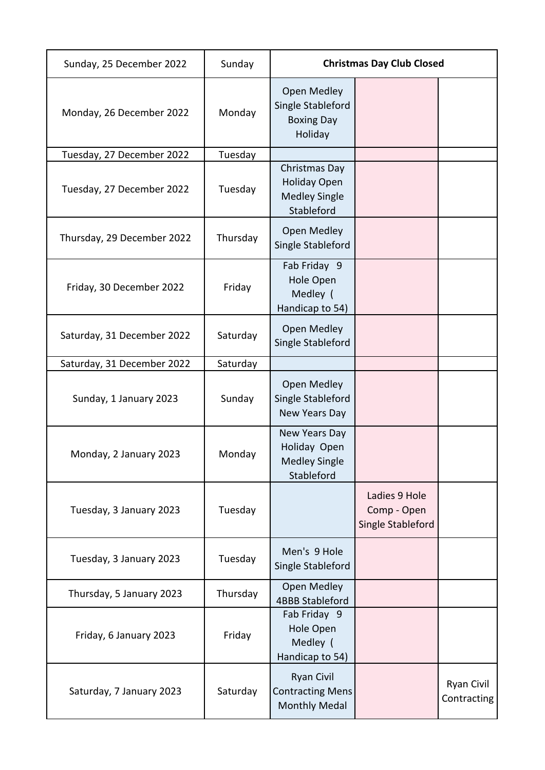| | | | | |
|---|---|---|---|---|
| Sunday, 25 December 2022 | Sunday | **Christmas Day Club Closed** | | |
| Monday, 26 December 2022 | Monday | Open Medley Single Stableford Boxing Day Holiday | | |
| Tuesday, 27 December 2022 | Tuesday | | | |
| Tuesday, 27 December 2022 | Tuesday | Christmas Day Holiday Open Medley Single Stableford | | |
| Thursday, 29 December 2022 | Thursday | Open Medley Single Stableford | | |
| Friday, 30 December 2022 | Friday | Fab Friday 9 Hole Open Medley ( Handicap to 54) | | |
| Saturday, 31 December 2022 | Saturday | Open Medley Single Stableford | | |
| Saturday, 31 December 2022 | Saturday | | | |
| Sunday, 1 January 2023 | Sunday | Open Medley Single Stableford New Years Day | | |
| Monday, 2 January 2023 | Monday | New Years Day Holiday Open Medley Single Stableford | | |
| Tuesday, 3 January 2023 | Tuesday | | Ladies 9 Hole Comp - Open Single Stableford | |
| Tuesday, 3 January 2023 | Tuesday | Men's 9 Hole Single Stableford | | |
| Thursday, 5 January 2023 | Thursday | Open Medley 4BBB Stableford | | |
| Friday, 6 January 2023 | Friday | Fab Friday 9 Hole Open Medley ( Handicap to 54) | | |
| Saturday, 7 January 2023 | Saturday | Ryan Civil Contracting Mens Monthly Medal | | Ryan Civil Contracting |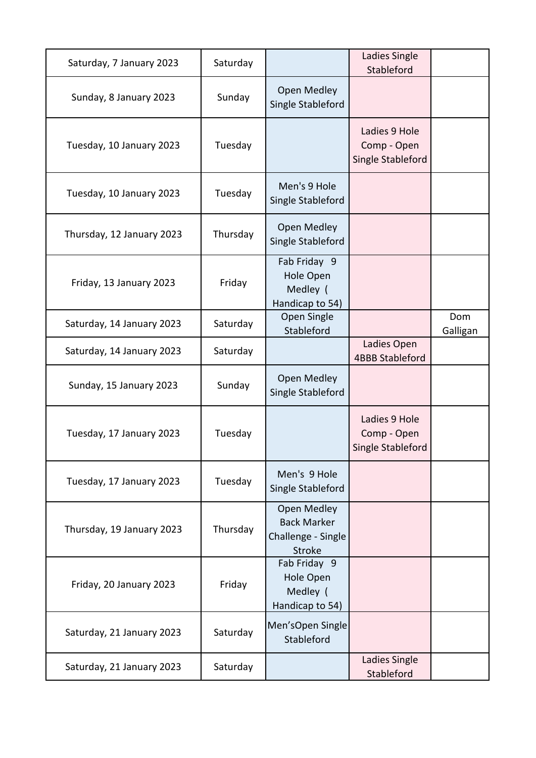| | | | | |
|---|---|---|---|---|
| Saturday, 7 January 2023 | Saturday | | Ladies Single Stableford | |
| Sunday, 8 January 2023 | Sunday | Open Medley Single Stableford | | |
| Tuesday, 10 January 2023 | Tuesday | | Ladies 9 Hole Comp - Open Single Stableford | |
| Tuesday, 10 January 2023 | Tuesday | Men's 9 Hole Single Stableford | | |
| Thursday, 12 January 2023 | Thursday | Open Medley Single Stableford | | |
| Friday, 13 January 2023 | Friday | Fab Friday 9 Hole Open Medley ( Handicap to 54) | | |
| Saturday, 14 January 2023 | Saturday | Open Single Stableford | | Dom Galligan |
| Saturday, 14 January 2023 | Saturday | | Ladies Open 4BBB Stableford | |
| Sunday, 15 January 2023 | Sunday | Open Medley Single Stableford | | |
| Tuesday, 17 January 2023 | Tuesday | | Ladies 9 Hole Comp - Open Single Stableford | |
| Tuesday, 17 January 2023 | Tuesday | Men's 9 Hole Single Stableford | | |
| Thursday, 19 January 2023 | Thursday | Open Medley Back Marker Challenge - Single Stroke | | |
| Friday, 20 January 2023 | Friday | Fab Friday 9 Hole Open Medley ( Handicap to 54) | | |
| Saturday, 21 January 2023 | Saturday | Men'sOpen Single Stableford | | |
| Saturday, 21 January 2023 | Saturday | | Ladies Single Stableford | |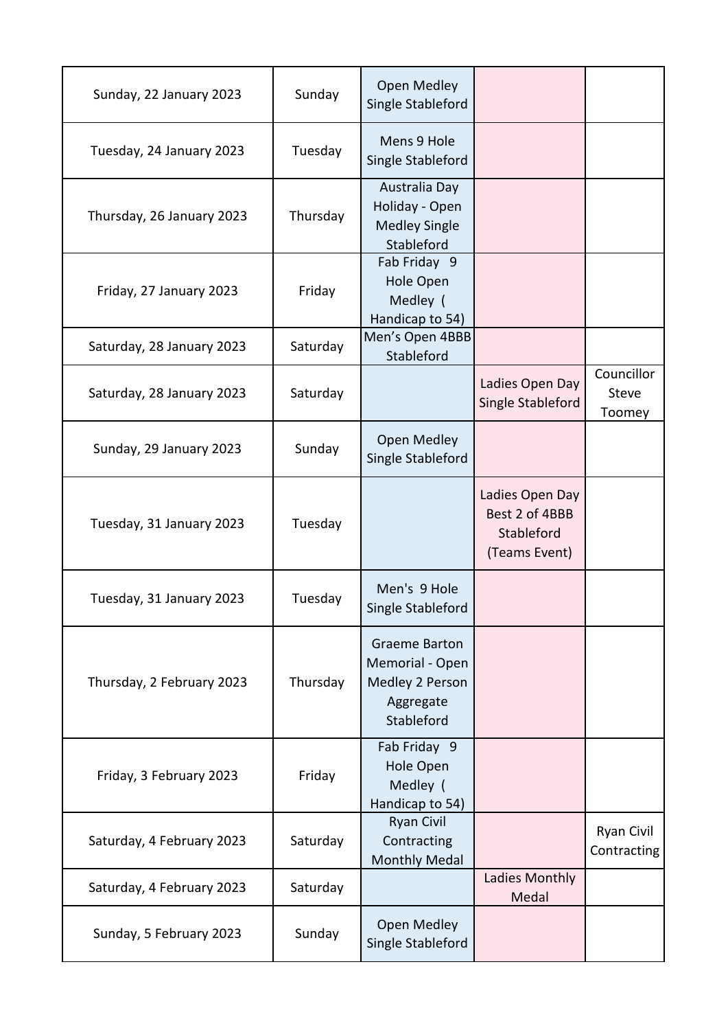| | | | | |
|---|---|---|---|---|
| Sunday, 22 January 2023 | Sunday | Open Medley Single Stableford | | |
| Tuesday, 24 January 2023 | Tuesday | Mens 9 Hole Single Stableford | | |
| Thursday, 26 January 2023 | Thursday | Australia Day Holiday - Open Medley Single Stableford | | |
| Friday, 27 January 2023 | Friday | Fab Friday 9 Hole Open Medley ( Handicap to 54) | | |
| Saturday, 28 January 2023 | Saturday | Men's Open 4BBB Stableford | | |
| Saturday, 28 January 2023 | Saturday | | Ladies Open Day Single Stableford | Councillor Steve Toomey |
| Sunday, 29 January 2023 | Sunday | Open Medley Single Stableford | | |
| Tuesday, 31 January 2023 | Tuesday | | Ladies Open Day Best 2 of 4BBB Stableford (Teams Event) | |
| Tuesday, 31 January 2023 | Tuesday | Men's 9 Hole Single Stableford | | |
| Thursday, 2 February 2023 | Thursday | Graeme Barton Memorial - Open Medley 2 Person Aggregate Stableford | | |
| Friday, 3 February 2023 | Friday | Fab Friday 9 Hole Open Medley ( Handicap to 54) | | |
| Saturday, 4 February 2023 | Saturday | Ryan Civil Contracting Monthly Medal | | Ryan Civil Contracting |
| Saturday, 4 February 2023 | Saturday | | Ladies Monthly Medal | |
| Sunday, 5 February 2023 | Sunday | Open Medley Single Stableford | | |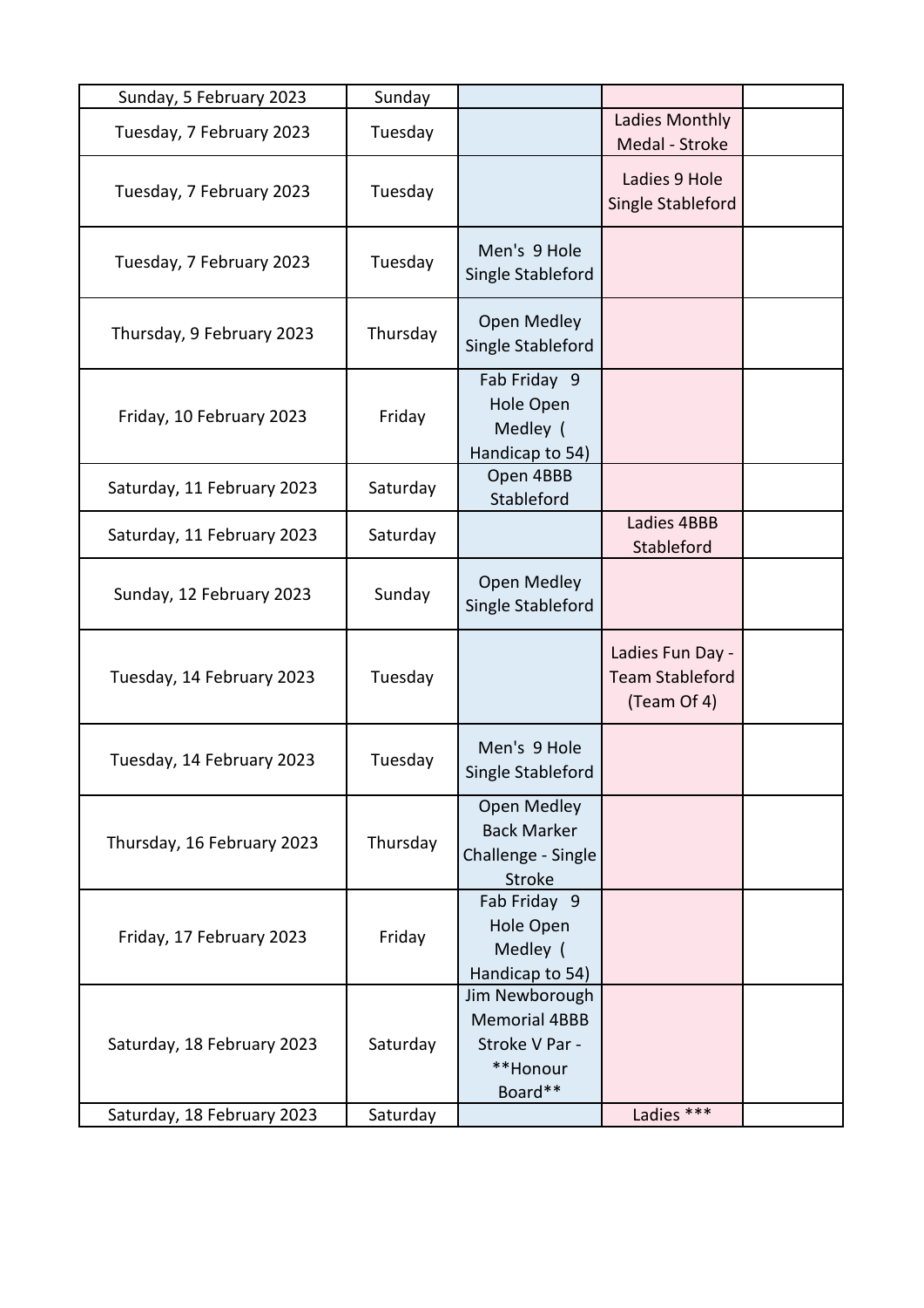| | | | | |
|---|---|---|---|---|
| Sunday, 5 February 2023 | Sunday | | | |
| Tuesday, 7 February 2023 | Tuesday | | Ladies Monthly Medal - Stroke | |
| Tuesday, 7 February 2023 | Tuesday | | Ladies 9 Hole Single Stableford | |
| Tuesday, 7 February 2023 | Tuesday | Men's 9 Hole Single Stableford | | |
| Thursday, 9 February 2023 | Thursday | Open Medley Single Stableford | | |
| Friday, 10 February 2023 | Friday | Fab Friday 9 Hole Open Medley ( Handicap to 54) | | |
| Saturday, 11 February 2023 | Saturday | Open 4BBB Stableford | | |
| Saturday, 11 February 2023 | Saturday | | Ladies 4BBB Stableford | |
| Sunday, 12 February 2023 | Sunday | Open Medley Single Stableford | | |
| Tuesday, 14 February 2023 | Tuesday | | Ladies Fun Day - Team Stableford (Team Of 4) | |
| Tuesday, 14 February 2023 | Tuesday | Men's 9 Hole Single Stableford | | |
| Thursday, 16 February 2023 | Thursday | Open Medley Back Marker Challenge - Single Stroke | | |
| Friday, 17 February 2023 | Friday | Fab Friday 9 Hole Open Medley ( Handicap to 54) | | |
| Saturday, 18 February 2023 | Saturday | Jim Newborough Memorial 4BBB Stroke V Par - **Honour Board** | | |
| Saturday, 18 February 2023 | Saturday | | Ladies *** | |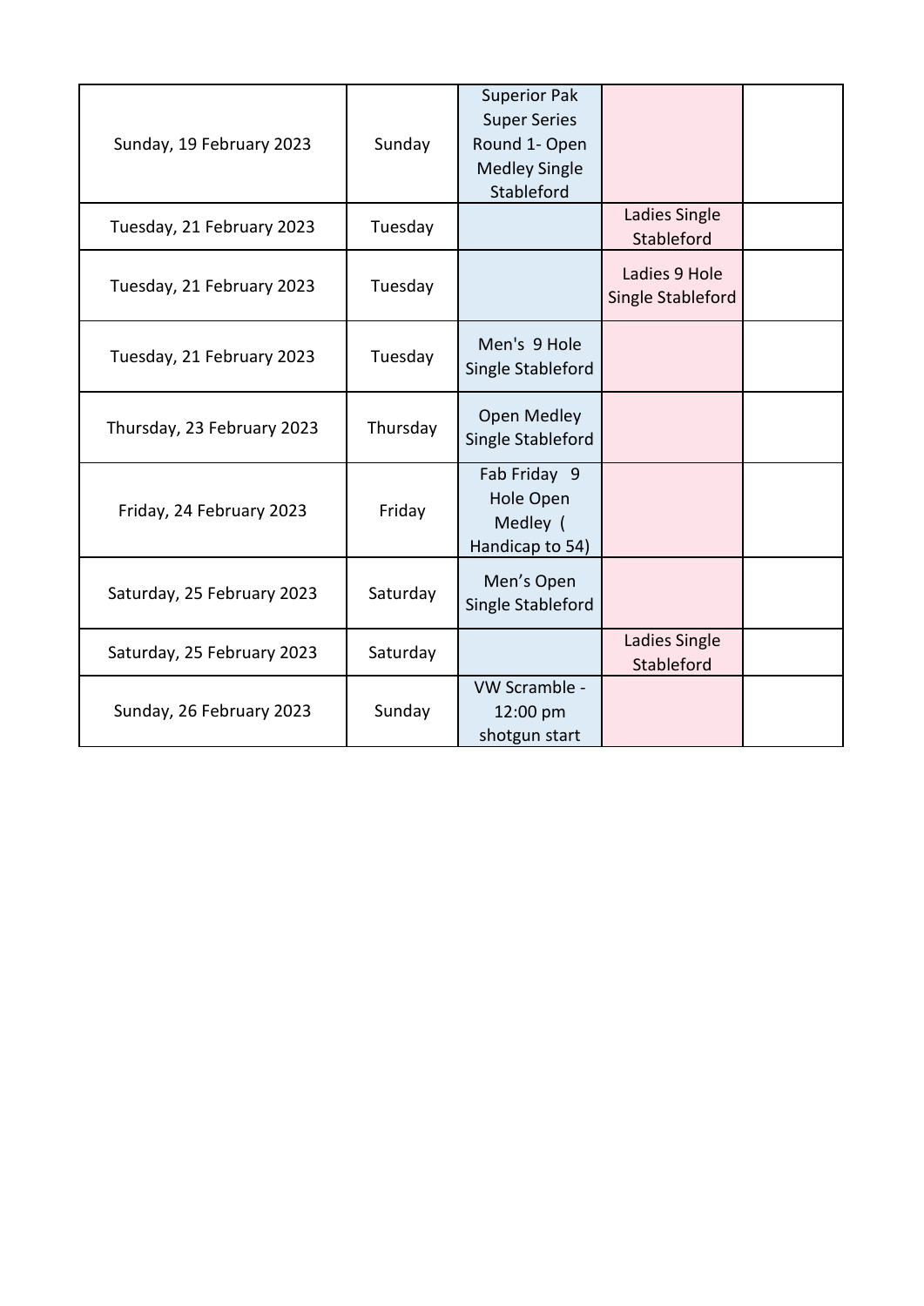| | | | | |
|---|---|---|---|---|
| Sunday, 19 February 2023 | Sunday | Superior Pak Super Series Round 1- Open Medley Single Stableford | | |
| Tuesday, 21 February 2023 | Tuesday | | Ladies Single Stableford | |
| Tuesday, 21 February 2023 | Tuesday | | Ladies 9 Hole Single Stableford | |
| Tuesday, 21 February 2023 | Tuesday | Men's 9 Hole Single Stableford | | |
| Thursday, 23 February 2023 | Thursday | Open Medley Single Stableford | | |
| Friday, 24 February 2023 | Friday | Fab Friday 9 Hole Open Medley ( Handicap to 54) | | |
| Saturday, 25 February 2023 | Saturday | Men's Open Single Stableford | | |
| Saturday, 25 February 2023 | Saturday | | Ladies Single Stableford | |
| Sunday, 26 February 2023 | Sunday | VW Scramble - 12:00 pm shotgun start | | |